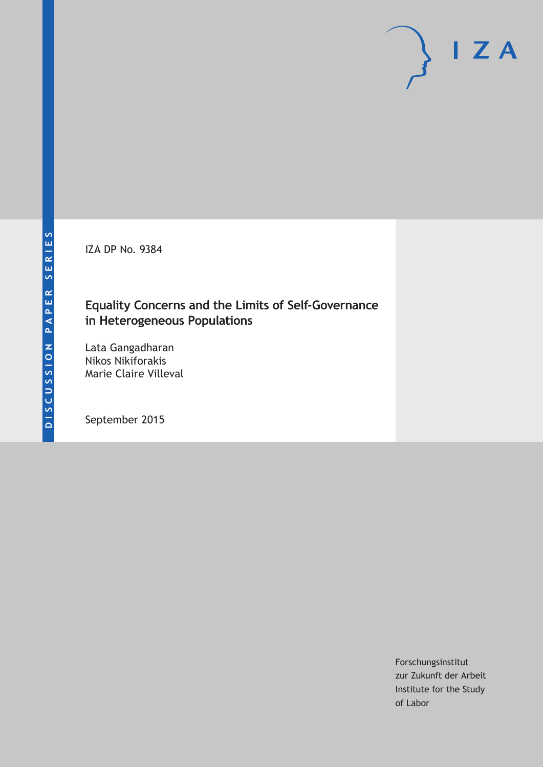DISCUSSION PAPER SERIES

IZA

IZA DP No. 9384

# Equality Concerns and the Limits of Self-Governance in Heterogeneous Populations

Lata Gangadharan
Nikos Nikiforakis
Marie Claire Villeval

September 2015

Forschungsinstitut
zur Zukunft der Arbeit
Institute for the Study
of Labor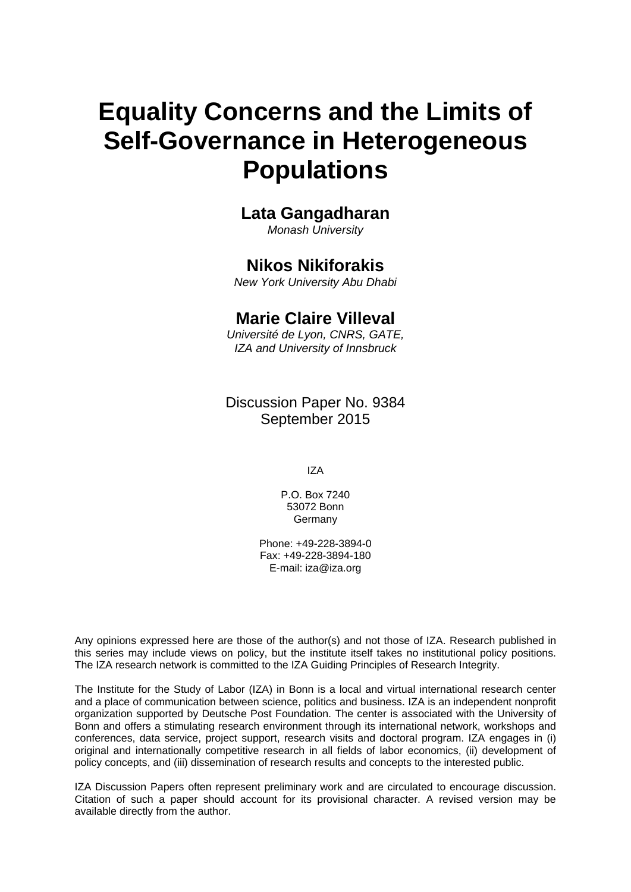# Equality Concerns and the Limits of Self-Governance in Heterogeneous Populations

**Lata Gangadharan**
*Monash University*

**Nikos Nikiforakis**
*New York University Abu Dhabi*

**Marie Claire Villeval**
*Université de Lyon, CNRS, GATE, IZA and University of Innsbruck*

Discussion Paper No. 9384
September 2015

IZA

P.O. Box 7240
53072 Bonn
Germany

Phone: +49-228-3894-0
Fax: +49-228-3894-180
E-mail: iza@iza.org

Any opinions expressed here are those of the author(s) and not those of IZA. Research published in this series may include views on policy, but the institute itself takes no institutional policy positions. The IZA research network is committed to the IZA Guiding Principles of Research Integrity.

The Institute for the Study of Labor (IZA) in Bonn is a local and virtual international research center and a place of communication between science, politics and business. IZA is an independent nonprofit organization supported by Deutsche Post Foundation. The center is associated with the University of Bonn and offers a stimulating research environment through its international network, workshops and conferences, data service, project support, research visits and doctoral program. IZA engages in (i) original and internationally competitive research in all fields of labor economics, (ii) development of policy concepts, and (iii) dissemination of research results and concepts to the interested public.

IZA Discussion Papers often represent preliminary work and are circulated to encourage discussion. Citation of such a paper should account for its provisional character. A revised version may be available directly from the author.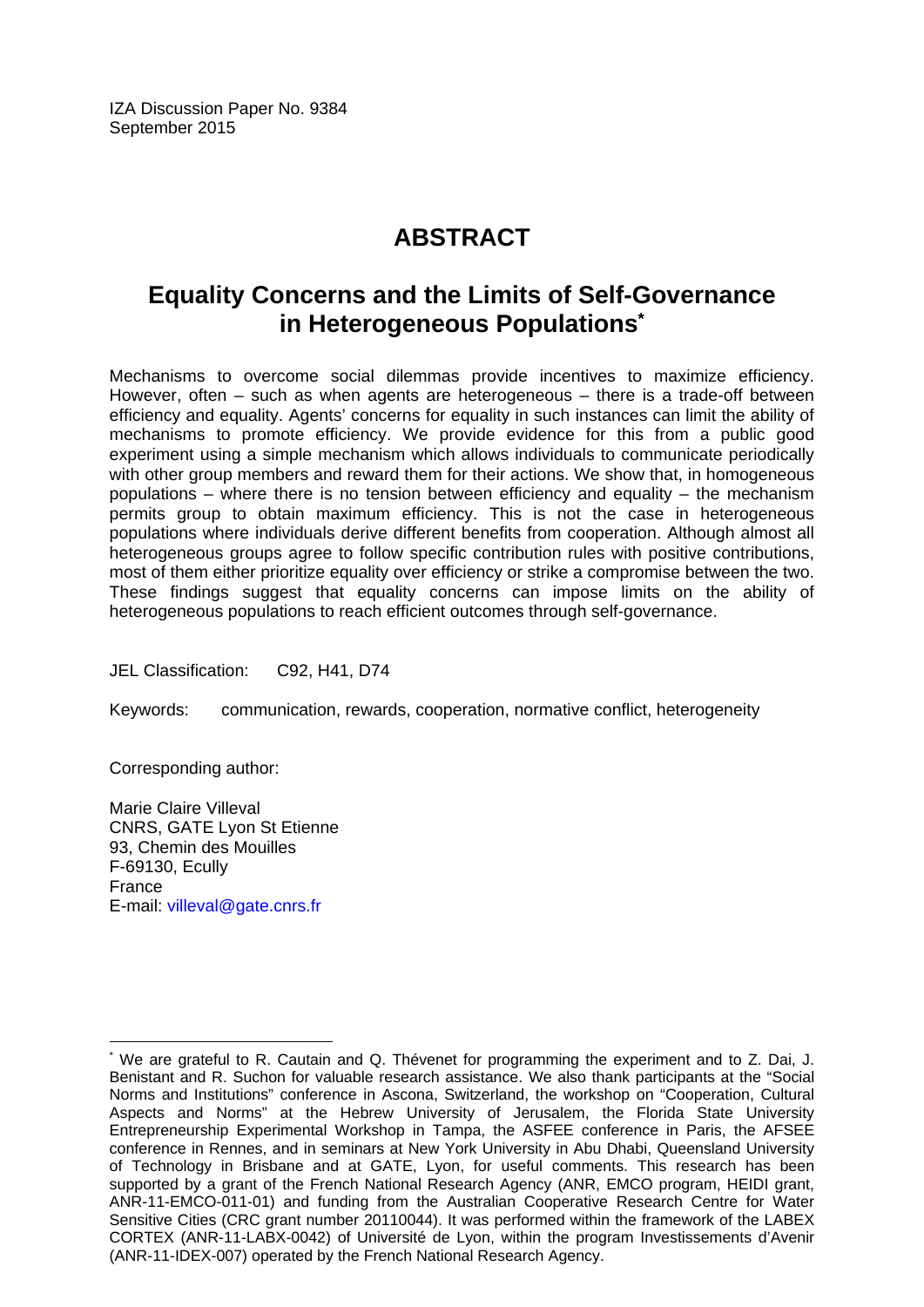IZA Discussion Paper No. 9384
September 2015

# ABSTRACT

## Equality Concerns and the Limits of Self-Governance in Heterogeneous Populations*

Mechanisms to overcome social dilemmas provide incentives to maximize efficiency. However, often – such as when agents are heterogeneous – there is a trade-off between efficiency and equality. Agents' concerns for equality in such instances can limit the ability of mechanisms to promote efficiency. We provide evidence for this from a public good experiment using a simple mechanism which allows individuals to communicate periodically with other group members and reward them for their actions. We show that, in homogeneous populations – where there is no tension between efficiency and equality – the mechanism permits group to obtain maximum efficiency. This is not the case in heterogeneous populations where individuals derive different benefits from cooperation. Although almost all heterogeneous groups agree to follow specific contribution rules with positive contributions, most of them either prioritize equality over efficiency or strike a compromise between the two. These findings suggest that equality concerns can impose limits on the ability of heterogeneous populations to reach efficient outcomes through self-governance.

JEL Classification: C92, H41, D74

Keywords: communication, rewards, cooperation, normative conflict, heterogeneity

Corresponding author:

Marie Claire Villeval
CNRS, GATE Lyon St Etienne
93, Chemin des Mouilles
F-69130, Ecully
France
E-mail: villeval@gate.cnrs.fr

* We are grateful to R. Cautain and Q. Thévenet for programming the experiment and to Z. Dai, J. Benistant and R. Suchon for valuable research assistance. We also thank participants at the "Social Norms and Institutions" conference in Ascona, Switzerland, the workshop on "Cooperation, Cultural Aspects and Norms" at the Hebrew University of Jerusalem, the Florida State University Entrepreneurship Experimental Workshop in Tampa, the ASFEE conference in Paris, the AFSEE conference in Rennes, and in seminars at New York University in Abu Dhabi, Queensland University of Technology in Brisbane and at GATE, Lyon, for useful comments. This research has been supported by a grant of the French National Research Agency (ANR, EMCO program, HEIDI grant, ANR-11-EMCO-011-01) and funding from the Australian Cooperative Research Centre for Water Sensitive Cities (CRC grant number 20110044). It was performed within the framework of the LABEX CORTEX (ANR-11-LABX-0042) of Université de Lyon, within the program Investissements d'Avenir (ANR-11-IDEX-007) operated by the French National Research Agency.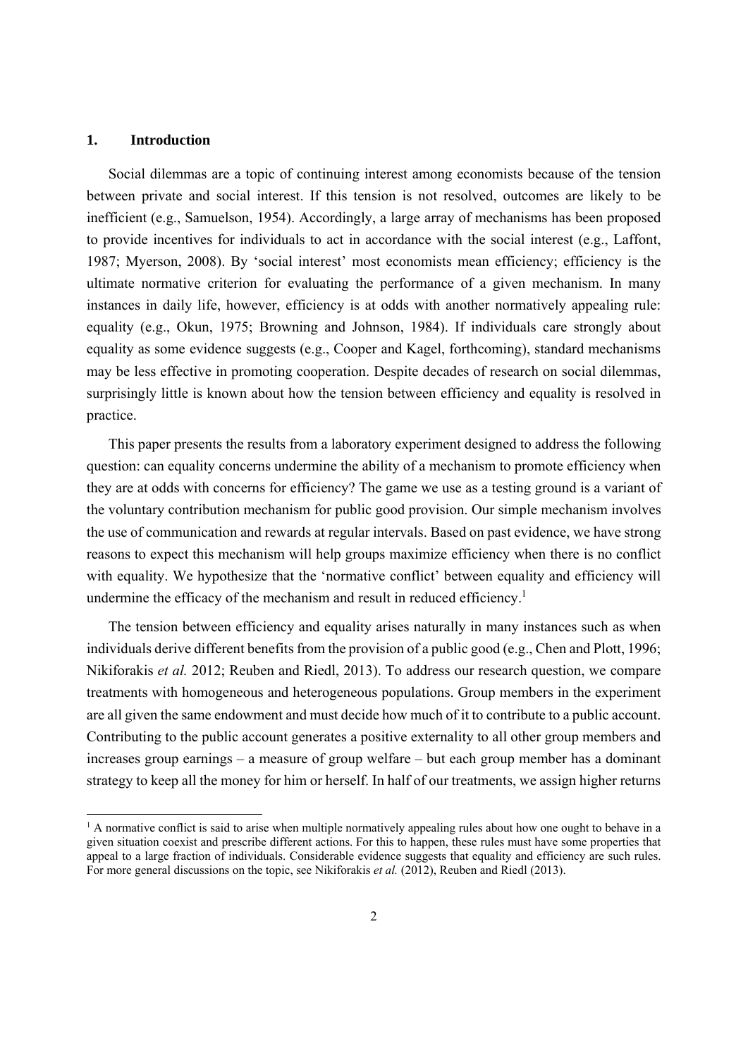## 1. Introduction

Social dilemmas are a topic of continuing interest among economists because of the tension between private and social interest. If this tension is not resolved, outcomes are likely to be inefficient (e.g., Samuelson, 1954). Accordingly, a large array of mechanisms has been proposed to provide incentives for individuals to act in accordance with the social interest (e.g., Laffont, 1987; Myerson, 2008). By 'social interest' most economists mean efficiency; efficiency is the ultimate normative criterion for evaluating the performance of a given mechanism. In many instances in daily life, however, efficiency is at odds with another normatively appealing rule: equality (e.g., Okun, 1975; Browning and Johnson, 1984). If individuals care strongly about equality as some evidence suggests (e.g., Cooper and Kagel, forthcoming), standard mechanisms may be less effective in promoting cooperation. Despite decades of research on social dilemmas, surprisingly little is known about how the tension between efficiency and equality is resolved in practice.

This paper presents the results from a laboratory experiment designed to address the following question: can equality concerns undermine the ability of a mechanism to promote efficiency when they are at odds with concerns for efficiency? The game we use as a testing ground is a variant of the voluntary contribution mechanism for public good provision. Our simple mechanism involves the use of communication and rewards at regular intervals. Based on past evidence, we have strong reasons to expect this mechanism will help groups maximize efficiency when there is no conflict with equality. We hypothesize that the 'normative conflict' between equality and efficiency will undermine the efficacy of the mechanism and result in reduced efficiency.[1]

The tension between efficiency and equality arises naturally in many instances such as when individuals derive different benefits from the provision of a public good (e.g., Chen and Plott, 1996; Nikiforakis *et al.* 2012; Reuben and Riedl, 2013). To address our research question, we compare treatments with homogeneous and heterogeneous populations. Group members in the experiment are all given the same endowment and must decide how much of it to contribute to a public account. Contributing to the public account generates a positive externality to all other group members and increases group earnings – a measure of group welfare – but each group member has a dominant strategy to keep all the money for him or herself. In half of our treatments, we assign higher returns

[1] A normative conflict is said to arise when multiple normatively appealing rules about how one ought to behave in a given situation coexist and prescribe different actions. For this to happen, these rules must have some properties that appeal to a large fraction of individuals. Considerable evidence suggests that equality and efficiency are such rules. For more general discussions on the topic, see Nikiforakis *et al.* (2012), Reuben and Riedl (2013).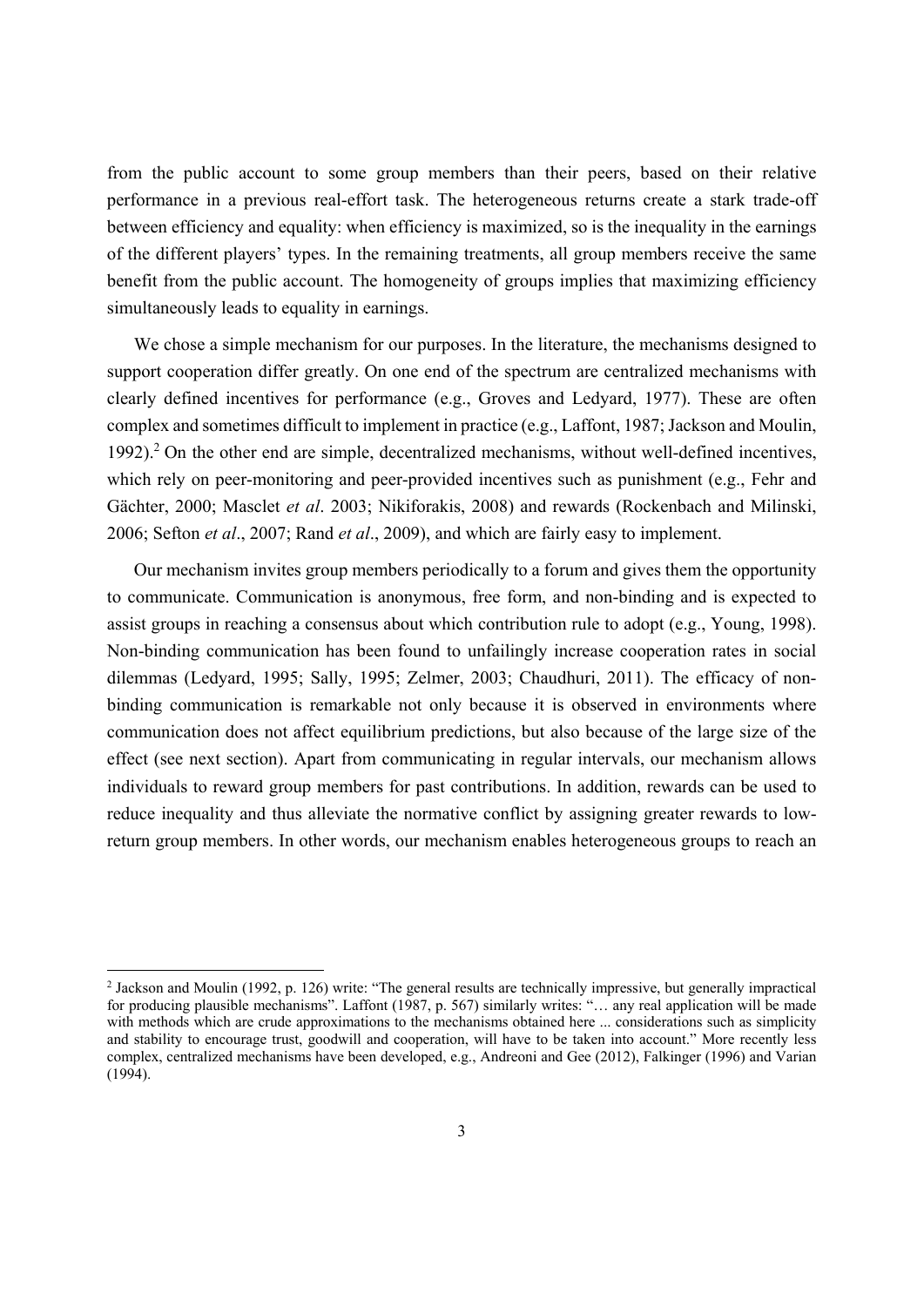from the public account to some group members than their peers, based on their relative performance in a previous real-effort task. The heterogeneous returns create a stark trade-off between efficiency and equality: when efficiency is maximized, so is the inequality in the earnings of the different players' types. In the remaining treatments, all group members receive the same benefit from the public account. The homogeneity of groups implies that maximizing efficiency simultaneously leads to equality in earnings.

We chose a simple mechanism for our purposes. In the literature, the mechanisms designed to support cooperation differ greatly. On one end of the spectrum are centralized mechanisms with clearly defined incentives for performance (e.g., Groves and Ledyard, 1977). These are often complex and sometimes difficult to implement in practice (e.g., Laffont, 1987; Jackson and Moulin, 1992).[2] On the other end are simple, decentralized mechanisms, without well-defined incentives, which rely on peer-monitoring and peer-provided incentives such as punishment (e.g., Fehr and Gächter, 2000; Masclet *et al*. 2003; Nikiforakis, 2008) and rewards (Rockenbach and Milinski, 2006; Sefton *et al*., 2007; Rand *et al*., 2009), and which are fairly easy to implement.

Our mechanism invites group members periodically to a forum and gives them the opportunity to communicate. Communication is anonymous, free form, and non-binding and is expected to assist groups in reaching a consensus about which contribution rule to adopt (e.g., Young, 1998). Non-binding communication has been found to unfailingly increase cooperation rates in social dilemmas (Ledyard, 1995; Sally, 1995; Zelmer, 2003; Chaudhuri, 2011). The efficacy of non-binding communication is remarkable not only because it is observed in environments where communication does not affect equilibrium predictions, but also because of the large size of the effect (see next section). Apart from communicating in regular intervals, our mechanism allows individuals to reward group members for past contributions. In addition, rewards can be used to reduce inequality and thus alleviate the normative conflict by assigning greater rewards to low-return group members. In other words, our mechanism enables heterogeneous groups to reach an

[2] Jackson and Moulin (1992, p. 126) write: "The general results are technically impressive, but generally impractical for producing plausible mechanisms". Laffont (1987, p. 567) similarly writes: "… any real application will be made with methods which are crude approximations to the mechanisms obtained here ... considerations such as simplicity and stability to encourage trust, goodwill and cooperation, will have to be taken into account." More recently less complex, centralized mechanisms have been developed, e.g., Andreoni and Gee (2012), Falkinger (1996) and Varian (1994).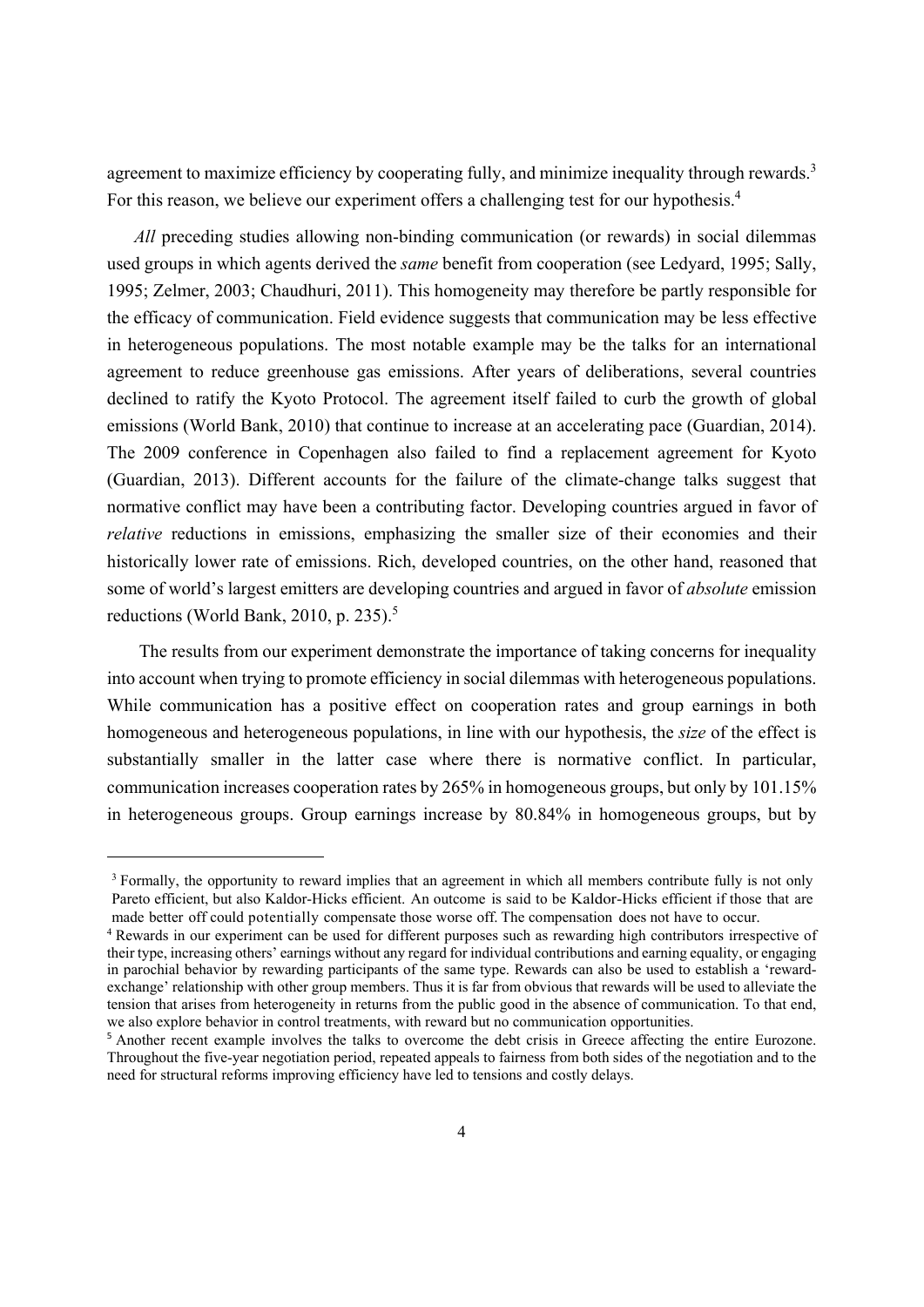agreement to maximize efficiency by cooperating fully, and minimize inequality through rewards.[3] For this reason, we believe our experiment offers a challenging test for our hypothesis.[4]

*All* preceding studies allowing non-binding communication (or rewards) in social dilemmas used groups in which agents derived the *same* benefit from cooperation (see Ledyard, 1995; Sally, 1995; Zelmer, 2003; Chaudhuri, 2011). This homogeneity may therefore be partly responsible for the efficacy of communication. Field evidence suggests that communication may be less effective in heterogeneous populations. The most notable example may be the talks for an international agreement to reduce greenhouse gas emissions. After years of deliberations, several countries declined to ratify the Kyoto Protocol. The agreement itself failed to curb the growth of global emissions (World Bank, 2010) that continue to increase at an accelerating pace (Guardian, 2014). The 2009 conference in Copenhagen also failed to find a replacement agreement for Kyoto (Guardian, 2013). Different accounts for the failure of the climate-change talks suggest that normative conflict may have been a contributing factor. Developing countries argued in favor of *relative* reductions in emissions, emphasizing the smaller size of their economies and their historically lower rate of emissions. Rich, developed countries, on the other hand, reasoned that some of world's largest emitters are developing countries and argued in favor of *absolute* emission reductions (World Bank, 2010, p. 235).[5]

The results from our experiment demonstrate the importance of taking concerns for inequality into account when trying to promote efficiency in social dilemmas with heterogeneous populations. While communication has a positive effect on cooperation rates and group earnings in both homogeneous and heterogeneous populations, in line with our hypothesis, the *size* of the effect is substantially smaller in the latter case where there is normative conflict. In particular, communication increases cooperation rates by 265% in homogeneous groups, but only by 101.15% in heterogeneous groups. Group earnings increase by 80.84% in homogeneous groups, but by

---

[3] Formally, the opportunity to reward implies that an agreement in which all members contribute fully is not only Pareto efficient, but also Kaldor-Hicks efficient. An outcome is said to be Kaldor-Hicks efficient if those that are made better off could potentially compensate those worse off. The compensation does not have to occur.

[4] Rewards in our experiment can be used for different purposes such as rewarding high contributors irrespective of their type, increasing others' earnings without any regard for individual contributions and earning equality, or engaging in parochial behavior by rewarding participants of the same type. Rewards can also be used to establish a 'reward-exchange' relationship with other group members. Thus it is far from obvious that rewards will be used to alleviate the tension that arises from heterogeneity in returns from the public good in the absence of communication. To that end, we also explore behavior in control treatments, with reward but no communication opportunities.

[5] Another recent example involves the talks to overcome the debt crisis in Greece affecting the entire Eurozone. Throughout the five-year negotiation period, repeated appeals to fairness from both sides of the negotiation and to the need for structural reforms improving efficiency have led to tensions and costly delays.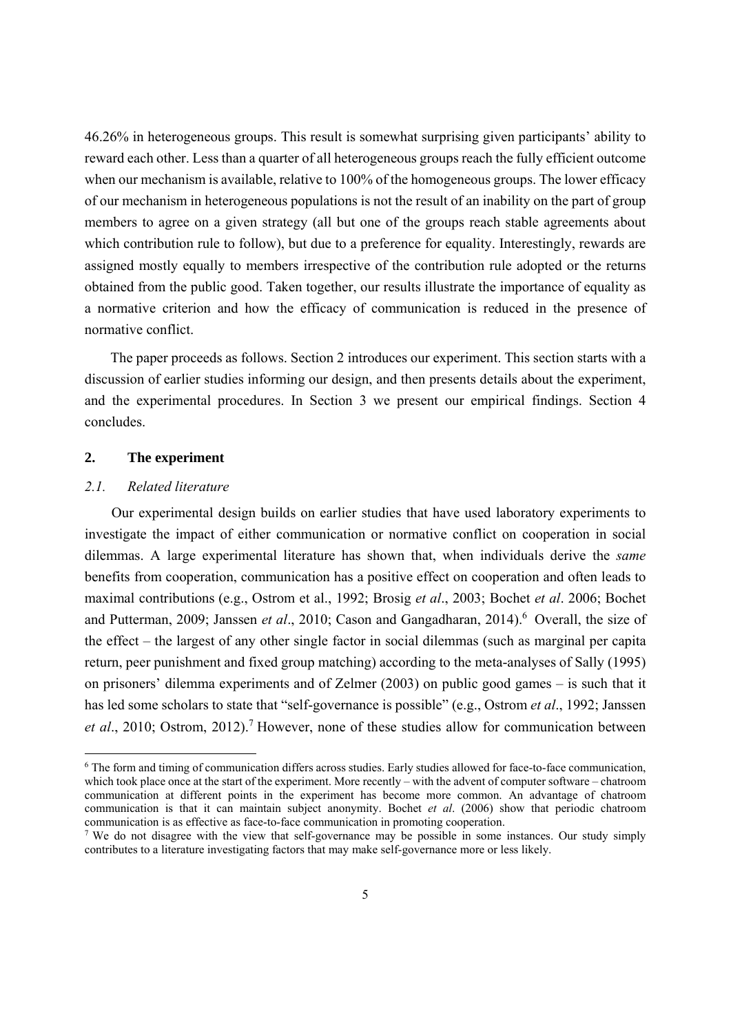46.26% in heterogeneous groups. This result is somewhat surprising given participants' ability to reward each other. Less than a quarter of all heterogeneous groups reach the fully efficient outcome when our mechanism is available, relative to 100% of the homogeneous groups. The lower efficacy of our mechanism in heterogeneous populations is not the result of an inability on the part of group members to agree on a given strategy (all but one of the groups reach stable agreements about which contribution rule to follow), but due to a preference for equality. Interestingly, rewards are assigned mostly equally to members irrespective of the contribution rule adopted or the returns obtained from the public good. Taken together, our results illustrate the importance of equality as a normative criterion and how the efficacy of communication is reduced in the presence of normative conflict.

The paper proceeds as follows. Section 2 introduces our experiment. This section starts with a discussion of earlier studies informing our design, and then presents details about the experiment, and the experimental procedures. In Section 3 we present our empirical findings. Section 4 concludes.

## 2. The experiment

### *2.1. Related literature*

Our experimental design builds on earlier studies that have used laboratory experiments to investigate the impact of either communication or normative conflict on cooperation in social dilemmas. A large experimental literature has shown that, when individuals derive the *same* benefits from cooperation, communication has a positive effect on cooperation and often leads to maximal contributions (e.g., Ostrom et al., 1992; Brosig *et al*., 2003; Bochet *et al*. 2006; Bochet and Putterman, 2009; Janssen *et al*., 2010; Cason and Gangadharan, 2014).[6] Overall, the size of the effect – the largest of any other single factor in social dilemmas (such as marginal per capita return, peer punishment and fixed group matching) according to the meta-analyses of Sally (1995) on prisoners' dilemma experiments and of Zelmer (2003) on public good games – is such that it has led some scholars to state that "self-governance is possible" (e.g., Ostrom *et al*., 1992; Janssen *et al*., 2010; Ostrom, 2012).[7] However, none of these studies allow for communication between

[6] The form and timing of communication differs across studies. Early studies allowed for face-to-face communication, which took place once at the start of the experiment. More recently – with the advent of computer software – chatroom communication at different points in the experiment has become more common. An advantage of chatroom communication is that it can maintain subject anonymity. Bochet *et al*. (2006) show that periodic chatroom communication is as effective as face-to-face communication in promoting cooperation.

[7] We do not disagree with the view that self-governance may be possible in some instances. Our study simply contributes to a literature investigating factors that may make self-governance more or less likely.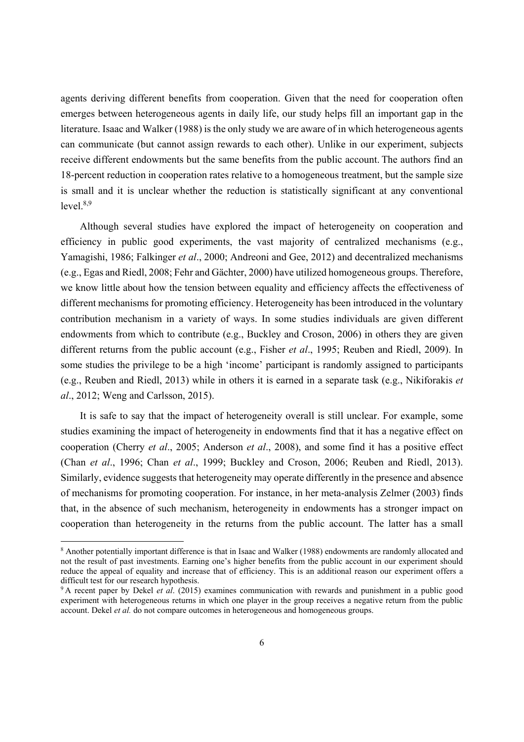agents deriving different benefits from cooperation. Given that the need for cooperation often emerges between heterogeneous agents in daily life, our study helps fill an important gap in the literature. Isaac and Walker (1988) is the only study we are aware of in which heterogeneous agents can communicate (but cannot assign rewards to each other). Unlike in our experiment, subjects receive different endowments but the same benefits from the public account. The authors find an 18-percent reduction in cooperation rates relative to a homogeneous treatment, but the sample size is small and it is unclear whether the reduction is statistically significant at any conventional level.[8,9]

Although several studies have explored the impact of heterogeneity on cooperation and efficiency in public good experiments, the vast majority of centralized mechanisms (e.g., Yamagishi, 1986; Falkinger *et al*., 2000; Andreoni and Gee, 2012) and decentralized mechanisms (e.g., Egas and Riedl, 2008; Fehr and Gächter, 2000) have utilized homogeneous groups. Therefore, we know little about how the tension between equality and efficiency affects the effectiveness of different mechanisms for promoting efficiency. Heterogeneity has been introduced in the voluntary contribution mechanism in a variety of ways. In some studies individuals are given different endowments from which to contribute (e.g., Buckley and Croson, 2006) in others they are given different returns from the public account (e.g., Fisher *et al*., 1995; Reuben and Riedl, 2009). In some studies the privilege to be a high 'income' participant is randomly assigned to participants (e.g., Reuben and Riedl, 2013) while in others it is earned in a separate task (e.g., Nikiforakis *et al*., 2012; Weng and Carlsson, 2015).

It is safe to say that the impact of heterogeneity overall is still unclear. For example, some studies examining the impact of heterogeneity in endowments find that it has a negative effect on cooperation (Cherry *et al*., 2005; Anderson *et al*., 2008), and some find it has a positive effect (Chan *et al*., 1996; Chan *et al*., 1999; Buckley and Croson, 2006; Reuben and Riedl, 2013). Similarly, evidence suggests that heterogeneity may operate differently in the presence and absence of mechanisms for promoting cooperation. For instance, in her meta-analysis Zelmer (2003) finds that, in the absence of such mechanism, heterogeneity in endowments has a stronger impact on cooperation than heterogeneity in the returns from the public account. The latter has a small

[8] Another potentially important difference is that in Isaac and Walker (1988) endowments are randomly allocated and not the result of past investments. Earning one's higher benefits from the public account in our experiment should reduce the appeal of equality and increase that of efficiency. This is an additional reason our experiment offers a difficult test for our research hypothesis.

[9] A recent paper by Dekel *et al*. (2015) examines communication with rewards and punishment in a public good experiment with heterogeneous returns in which one player in the group receives a negative return from the public account. Dekel *et al.* do not compare outcomes in heterogeneous and homogeneous groups.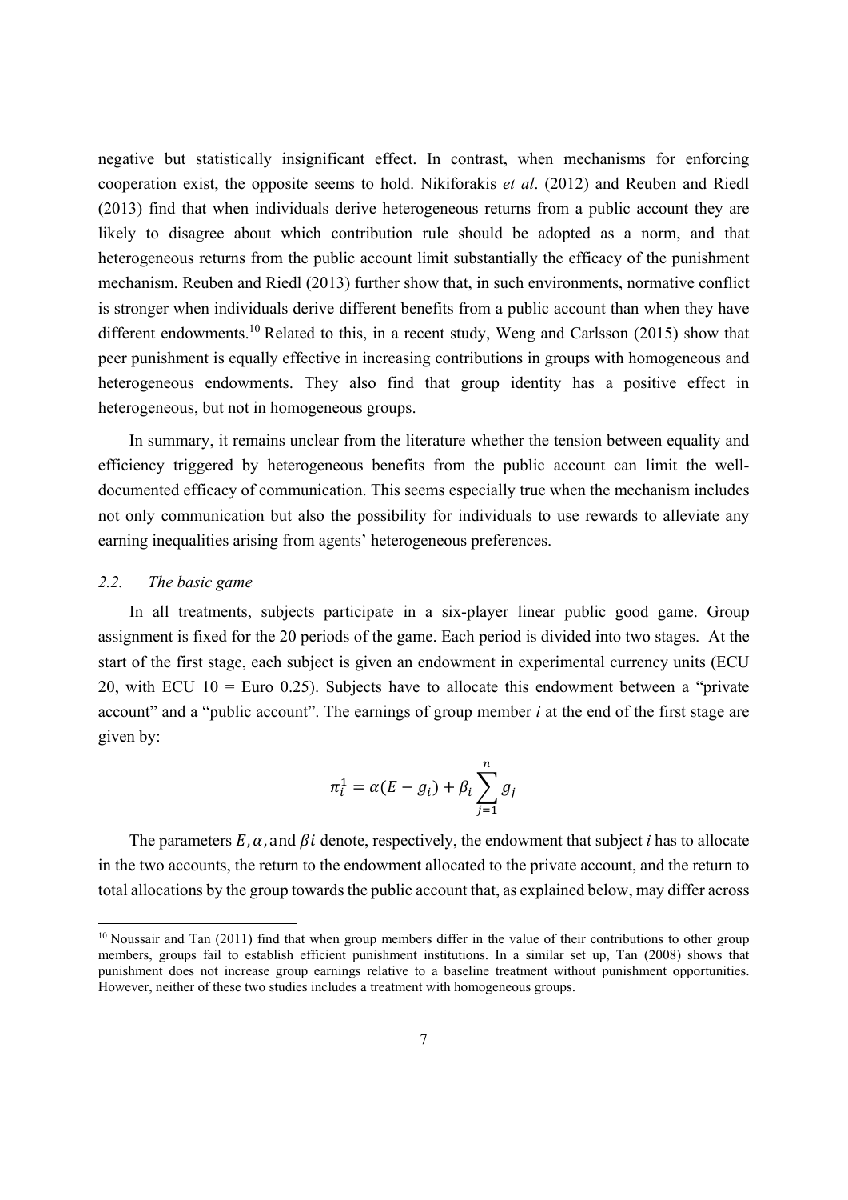negative but statistically insignificant effect. In contrast, when mechanisms for enforcing cooperation exist, the opposite seems to hold. Nikiforakis *et al*. (2012) and Reuben and Riedl (2013) find that when individuals derive heterogeneous returns from a public account they are likely to disagree about which contribution rule should be adopted as a norm, and that heterogeneous returns from the public account limit substantially the efficacy of the punishment mechanism. Reuben and Riedl (2013) further show that, in such environments, normative conflict is stronger when individuals derive different benefits from a public account than when they have different endowments.[10] Related to this, in a recent study, Weng and Carlsson (2015) show that peer punishment is equally effective in increasing contributions in groups with homogeneous and heterogeneous endowments. They also find that group identity has a positive effect in heterogeneous, but not in homogeneous groups.

In summary, it remains unclear from the literature whether the tension between equality and efficiency triggered by heterogeneous benefits from the public account can limit the well-documented efficacy of communication. This seems especially true when the mechanism includes not only communication but also the possibility for individuals to use rewards to alleviate any earning inequalities arising from agents' heterogeneous preferences.

### *2.2. The basic game*

In all treatments, subjects participate in a six-player linear public good game. Group assignment is fixed for the 20 periods of the game. Each period is divided into two stages. At the start of the first stage, each subject is given an endowment in experimental currency units (ECU 20, with ECU 10 = Euro 0.25). Subjects have to allocate this endowment between a "private account" and a "public account". The earnings of group member *i* at the end of the first stage are given by:

$$\pi_i^1 = \alpha(E - g_i) + \beta_i \sum_{j=1}^{n} g_j$$

The parameters $E, \alpha,$ and $\beta i$ denote, respectively, the endowment that subject *i* has to allocate in the two accounts, the return to the endowment allocated to the private account, and the return to total allocations by the group towards the public account that, as explained below, may differ across

[10] Noussair and Tan (2011) find that when group members differ in the value of their contributions to other group members, groups fail to establish efficient punishment institutions. In a similar set up, Tan (2008) shows that punishment does not increase group earnings relative to a baseline treatment without punishment opportunities. However, neither of these two studies includes a treatment with homogeneous groups.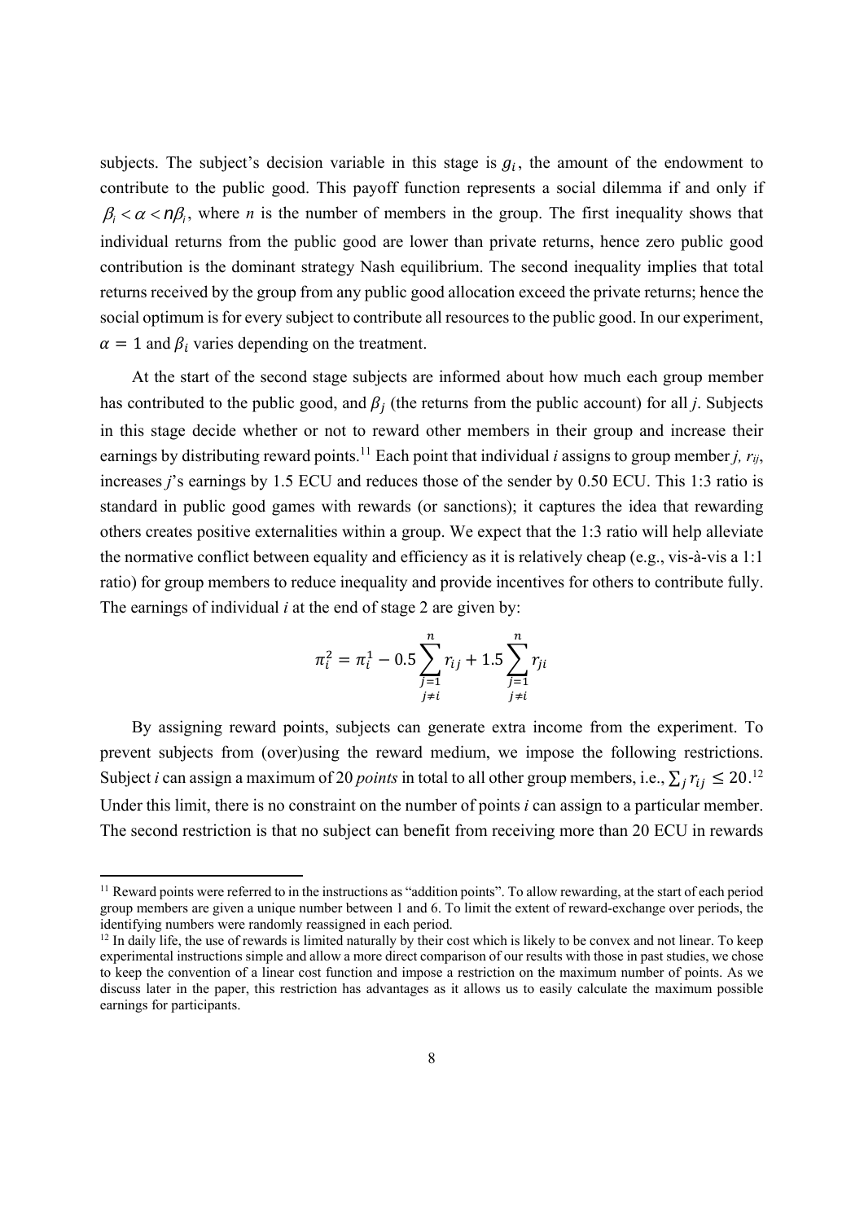subjects. The subject's decision variable in this stage is $g_i$, the amount of the endowment to contribute to the public good. This payoff function represents a social dilemma if and only if $\beta_i < \alpha < n\beta_i$, where *n* is the number of members in the group. The first inequality shows that individual returns from the public good are lower than private returns, hence zero public good contribution is the dominant strategy Nash equilibrium. The second inequality implies that total returns received by the group from any public good allocation exceed the private returns; hence the social optimum is for every subject to contribute all resources to the public good. In our experiment, $\alpha = 1$ and $\beta_i$ varies depending on the treatment.

At the start of the second stage subjects are informed about how much each group member has contributed to the public good, and $\beta_j$ (the returns from the public account) for all *j*. Subjects in this stage decide whether or not to reward other members in their group and increase their earnings by distributing reward points.[11] Each point that individual *i* assigns to group member *j*, $r_{ij}$, increases *j*'s earnings by 1.5 ECU and reduces those of the sender by 0.50 ECU. This 1:3 ratio is standard in public good games with rewards (or sanctions); it captures the idea that rewarding others creates positive externalities within a group. We expect that the 1:3 ratio will help alleviate the normative conflict between equality and efficiency as it is relatively cheap (e.g., vis-à-vis a 1:1 ratio) for group members to reduce inequality and provide incentives for others to contribute fully. The earnings of individual *i* at the end of stage 2 are given by:

$$\pi_i^2 = \pi_i^1 - 0.5\sum_{\substack{j=1 \\ j\neq i}}^{n} r_{ij} + 1.5\sum_{\substack{j=1 \\ j\neq i}}^{n} r_{ji}$$

By assigning reward points, subjects can generate extra income from the experiment. To prevent subjects from (over)using the reward medium, we impose the following restrictions. Subject *i* can assign a maximum of 20 *points* in total to all other group members, i.e., $\sum_j r_{ij} \leq 20$.[12] Under this limit, there is no constraint on the number of points *i* can assign to a particular member. The second restriction is that no subject can benefit from receiving more than 20 ECU in rewards

[11] Reward points were referred to in the instructions as "addition points". To allow rewarding, at the start of each period group members are given a unique number between 1 and 6. To limit the extent of reward-exchange over periods, the identifying numbers were randomly reassigned in each period.

[12] In daily life, the use of rewards is limited naturally by their cost which is likely to be convex and not linear. To keep experimental instructions simple and allow a more direct comparison of our results with those in past studies, we chose to keep the convention of a linear cost function and impose a restriction on the maximum number of points. As we discuss later in the paper, this restriction has advantages as it allows us to easily calculate the maximum possible earnings for participants.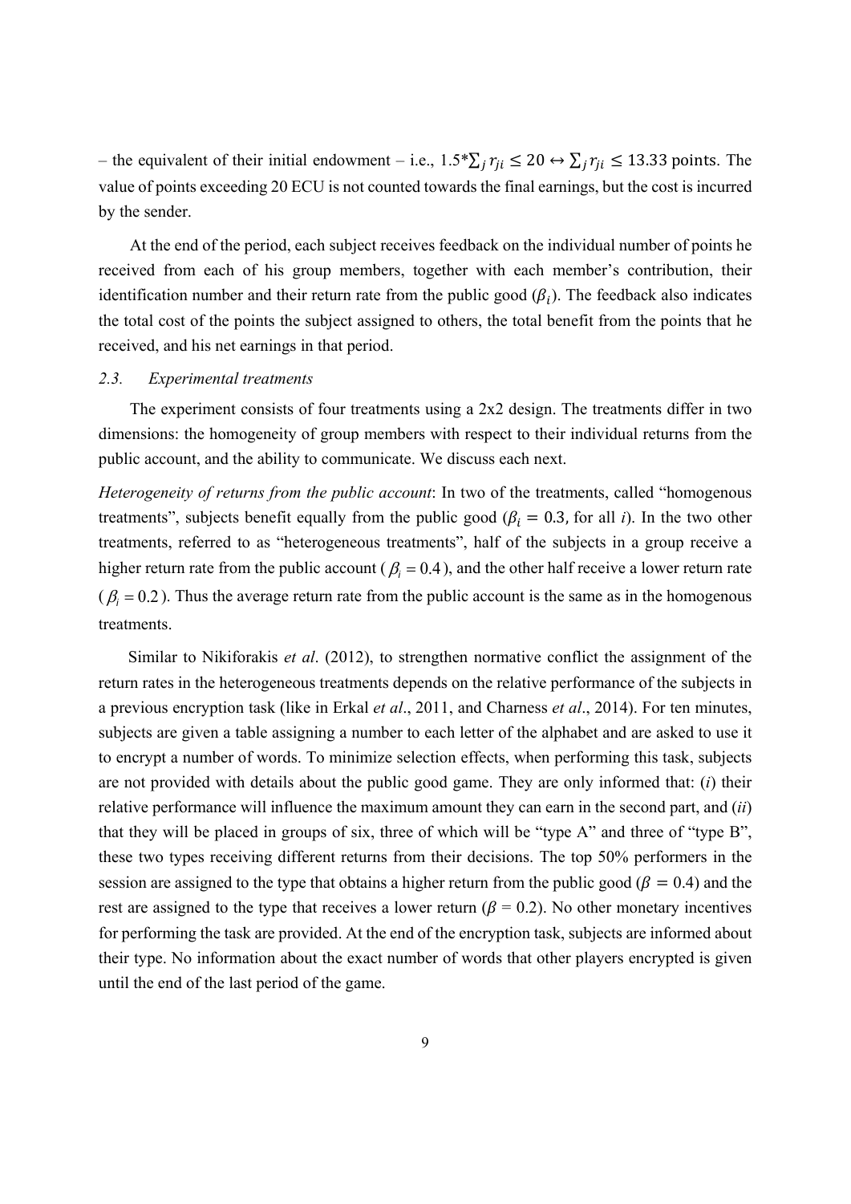– the equivalent of their initial endowment – i.e., $1.5^*\sum_j r_{ji} \leq 20 \leftrightarrow \sum_j r_{ji} \leq 13.33$ points. The value of points exceeding 20 ECU is not counted towards the final earnings, but the cost is incurred by the sender.

At the end of the period, each subject receives feedback on the individual number of points he received from each of his group members, together with each member's contribution, their identification number and their return rate from the public good ($\beta_i$). The feedback also indicates the total cost of the points the subject assigned to others, the total benefit from the points that he received, and his net earnings in that period.

### *2.3. Experimental treatments*

The experiment consists of four treatments using a 2x2 design. The treatments differ in two dimensions: the homogeneity of group members with respect to their individual returns from the public account, and the ability to communicate. We discuss each next.

*Heterogeneity of returns from the public account*: In two of the treatments, called "homogenous treatments", subjects benefit equally from the public good ($\beta_i = 0.3$, for all *i*). In the two other treatments, referred to as "heterogeneous treatments", half of the subjects in a group receive a higher return rate from the public account ($\beta_i = 0.4$), and the other half receive a lower return rate ($\beta_i = 0.2$). Thus the average return rate from the public account is the same as in the homogenous treatments.

Similar to Nikiforakis *et al*. (2012), to strengthen normative conflict the assignment of the return rates in the heterogeneous treatments depends on the relative performance of the subjects in a previous encryption task (like in Erkal *et al*., 2011, and Charness *et al*., 2014). For ten minutes, subjects are given a table assigning a number to each letter of the alphabet and are asked to use it to encrypt a number of words. To minimize selection effects, when performing this task, subjects are not provided with details about the public good game. They are only informed that: (*i*) their relative performance will influence the maximum amount they can earn in the second part, and (*ii*) that they will be placed in groups of six, three of which will be "type A" and three of "type B", these two types receiving different returns from their decisions. The top 50% performers in the session are assigned to the type that obtains a higher return from the public good ($\beta = 0.4$) and the rest are assigned to the type that receives a lower return ($\beta = 0.2$). No other monetary incentives for performing the task are provided. At the end of the encryption task, subjects are informed about their type. No information about the exact number of words that other players encrypted is given until the end of the last period of the game.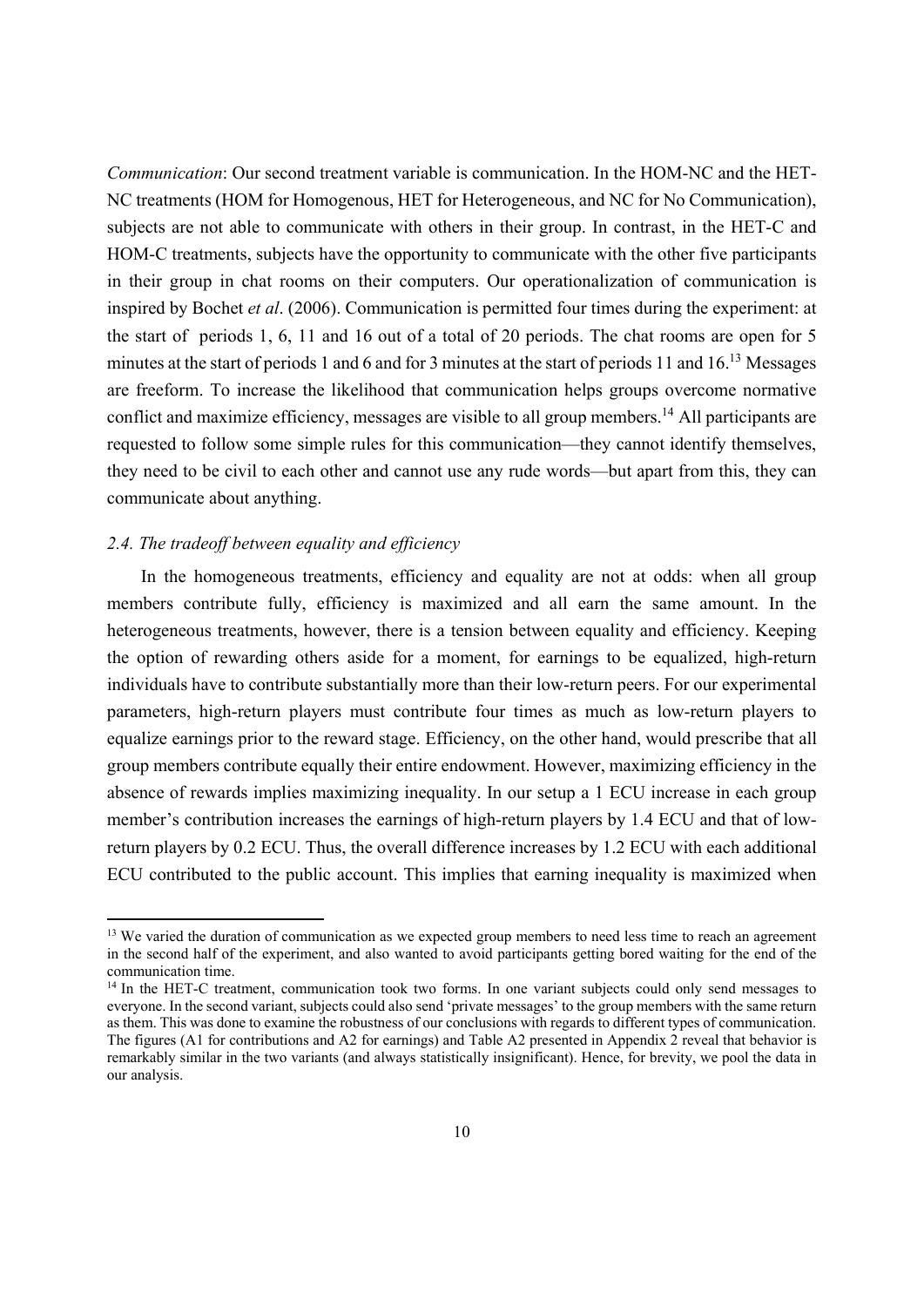*Communication*: Our second treatment variable is communication. In the HOM-NC and the HET-NC treatments (HOM for Homogenous, HET for Heterogeneous, and NC for No Communication), subjects are not able to communicate with others in their group. In contrast, in the HET-C and HOM-C treatments, subjects have the opportunity to communicate with the other five participants in their group in chat rooms on their computers. Our operationalization of communication is inspired by Bochet *et al*. (2006). Communication is permitted four times during the experiment: at the start of periods 1, 6, 11 and 16 out of a total of 20 periods. The chat rooms are open for 5 minutes at the start of periods 1 and 6 and for 3 minutes at the start of periods 11 and 16.[13] Messages are freeform. To increase the likelihood that communication helps groups overcome normative conflict and maximize efficiency, messages are visible to all group members.[14] All participants are requested to follow some simple rules for this communication—they cannot identify themselves, they need to be civil to each other and cannot use any rude words—but apart from this, they can communicate about anything.

### *2.4. The tradeoff between equality and efficiency*

In the homogeneous treatments, efficiency and equality are not at odds: when all group members contribute fully, efficiency is maximized and all earn the same amount. In the heterogeneous treatments, however, there is a tension between equality and efficiency. Keeping the option of rewarding others aside for a moment, for earnings to be equalized, high-return individuals have to contribute substantially more than their low-return peers. For our experimental parameters, high-return players must contribute four times as much as low-return players to equalize earnings prior to the reward stage. Efficiency, on the other hand, would prescribe that all group members contribute equally their entire endowment. However, maximizing efficiency in the absence of rewards implies maximizing inequality. In our setup a 1 ECU increase in each group member's contribution increases the earnings of high-return players by 1.4 ECU and that of low-return players by 0.2 ECU. Thus, the overall difference increases by 1.2 ECU with each additional ECU contributed to the public account. This implies that earning inequality is maximized when

[13] We varied the duration of communication as we expected group members to need less time to reach an agreement in the second half of the experiment, and also wanted to avoid participants getting bored waiting for the end of the communication time.

[14] In the HET-C treatment, communication took two forms. In one variant subjects could only send messages to everyone. In the second variant, subjects could also send 'private messages' to the group members with the same return as them. This was done to examine the robustness of our conclusions with regards to different types of communication. The figures (A1 for contributions and A2 for earnings) and Table A2 presented in Appendix 2 reveal that behavior is remarkably similar in the two variants (and always statistically insignificant). Hence, for brevity, we pool the data in our analysis.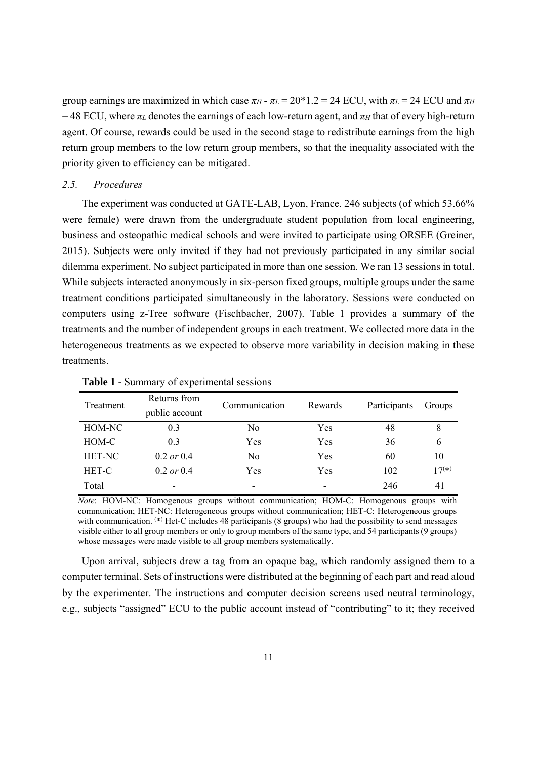group earnings are maximized in which case $\pi_H - \pi_L = 20*1.2 = 24$ ECU, with $\pi_L = 24$ ECU and $\pi_H = 48$ ECU, where $\pi_L$ denotes the earnings of each low-return agent, and $\pi_H$ that of every high-return agent. Of course, rewards could be used in the second stage to redistribute earnings from the high return group members to the low return group members, so that the inequality associated with the priority given to efficiency can be mitigated.

### *2.5. Procedures*

The experiment was conducted at GATE-LAB, Lyon, France. 246 subjects (of which 53.66% were female) were drawn from the undergraduate student population from local engineering, business and osteopathic medical schools and were invited to participate using ORSEE (Greiner, 2015). Subjects were only invited if they had not previously participated in any similar social dilemma experiment. No subject participated in more than one session. We ran 13 sessions in total. While subjects interacted anonymously in six-person fixed groups, multiple groups under the same treatment conditions participated simultaneously in the laboratory. Sessions were conducted on computers using z-Tree software (Fischbacher, 2007). Table 1 provides a summary of the treatments and the number of independent groups in each treatment. We collected more data in the heterogeneous treatments as we expected to observe more variability in decision making in these treatments.

**Table 1** - Summary of experimental sessions

| Treatment | Returns from public account | Communication | Rewards | Participants | Groups |
|---|---|---|---|---|---|
| HOM-NC | 0.3 | No | Yes | 48 | 8 |
| HOM-C | 0.3 | Yes | Yes | 36 | 6 |
| HET-NC | 0.2 *or* 0.4 | No | Yes | 60 | 10 |
| HET-C | 0.2 *or* 0.4 | Yes | Yes | 102 | 17(*) |
| Total | - | - | - | 246 | 41 |

*Note*: HOM-NC: Homogenous groups without communication; HOM-C: Homogenous groups with communication; HET-NC: Heterogeneous groups without communication; HET-C: Heterogeneous groups with communication. (*) Het-C includes 48 participants (8 groups) who had the possibility to send messages visible either to all group members or only to group members of the same type, and 54 participants (9 groups) whose messages were made visible to all group members systematically.

Upon arrival, subjects drew a tag from an opaque bag, which randomly assigned them to a computer terminal. Sets of instructions were distributed at the beginning of each part and read aloud by the experimenter. The instructions and computer decision screens used neutral terminology, e.g., subjects "assigned" ECU to the public account instead of "contributing" to it; they received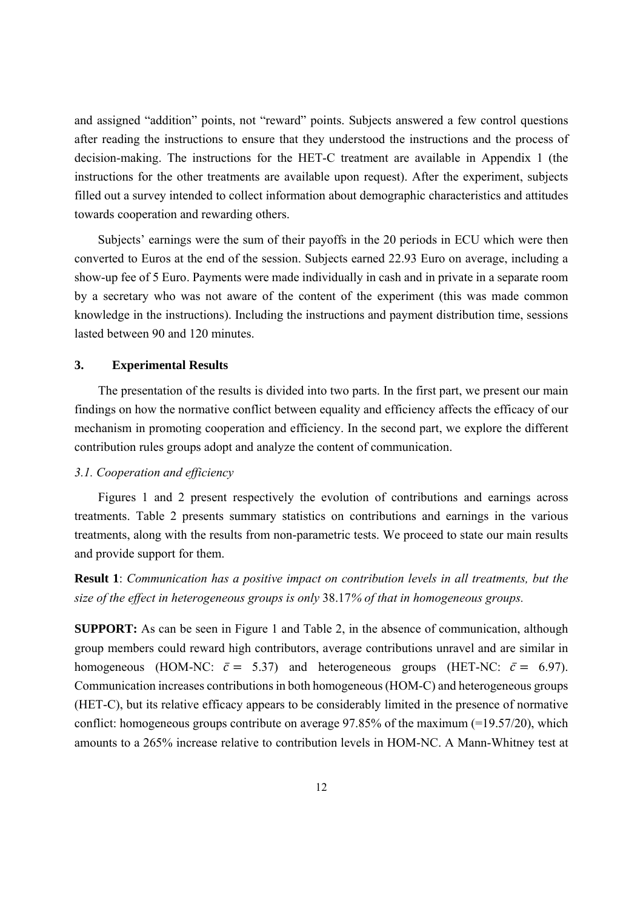and assigned "addition" points, not "reward" points. Subjects answered a few control questions after reading the instructions to ensure that they understood the instructions and the process of decision-making. The instructions for the HET-C treatment are available in Appendix 1 (the instructions for the other treatments are available upon request). After the experiment, subjects filled out a survey intended to collect information about demographic characteristics and attitudes towards cooperation and rewarding others.

Subjects' earnings were the sum of their payoffs in the 20 periods in ECU which were then converted to Euros at the end of the session. Subjects earned 22.93 Euro on average, including a show-up fee of 5 Euro. Payments were made individually in cash and in private in a separate room by a secretary who was not aware of the content of the experiment (this was made common knowledge in the instructions). Including the instructions and payment distribution time, sessions lasted between 90 and 120 minutes.

## 3. Experimental Results

The presentation of the results is divided into two parts. In the first part, we present our main findings on how the normative conflict between equality and efficiency affects the efficacy of our mechanism in promoting cooperation and efficiency. In the second part, we explore the different contribution rules groups adopt and analyze the content of communication.

### *3.1. Cooperation and efficiency*

Figures 1 and 2 present respectively the evolution of contributions and earnings across treatments. Table 2 presents summary statistics on contributions and earnings in the various treatments, along with the results from non-parametric tests. We proceed to state our main results and provide support for them.

**Result 1**: *Communication has a positive impact on contribution levels in all treatments, but the size of the effect in heterogeneous groups is only* 38.17*% of that in homogeneous groups.*

**SUPPORT:** As can be seen in Figure 1 and Table 2, in the absence of communication, although group members could reward high contributors, average contributions unravel and are similar in homogeneous (HOM-NC: $\bar{c} = 5.37$) and heterogeneous groups (HET-NC: $\bar{c} = 6.97$). Communication increases contributions in both homogeneous (HOM-C) and heterogeneous groups (HET-C), but its relative efficacy appears to be considerably limited in the presence of normative conflict: homogeneous groups contribute on average 97.85% of the maximum (=19.57/20), which amounts to a 265% increase relative to contribution levels in HOM-NC. A Mann-Whitney test at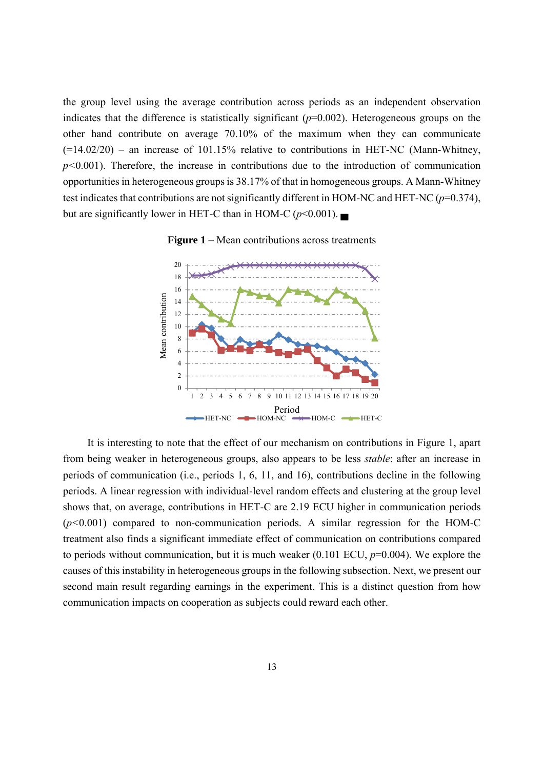the group level using the average contribution across periods as an independent observation indicates that the difference is statistically significant ($p$=0.002). Heterogeneous groups on the other hand contribute on average 70.10% of the maximum when they can communicate (=14.02/20) – an increase of 101.15% relative to contributions in HET-NC (Mann-Whitney, $p$<0.001). Therefore, the increase in contributions due to the introduction of communication opportunities in heterogeneous groups is 38.17% of that in homogeneous groups. A Mann-Whitney test indicates that contributions are not significantly different in HOM-NC and HET-NC ($p$=0.374), but are significantly lower in HET-C than in HOM-C ($p$<0.001). ■

**Figure 1 –** Mean contributions across treatments

It is interesting to note that the effect of our mechanism on contributions in Figure 1, apart from being weaker in heterogeneous groups, also appears to be less *stable*: after an increase in periods of communication (i.e., periods 1, 6, 11, and 16), contributions decline in the following periods. A linear regression with individual-level random effects and clustering at the group level shows that, on average, contributions in HET-C are 2.19 ECU higher in communication periods ($p$<0.001) compared to non-communication periods. A similar regression for the HOM-C treatment also finds a significant immediate effect of communication on contributions compared to periods without communication, but it is much weaker (0.101 ECU, $p$=0.004). We explore the causes of this instability in heterogeneous groups in the following subsection. Next, we present our second main result regarding earnings in the experiment. This is a distinct question from how communication impacts on cooperation as subjects could reward each other.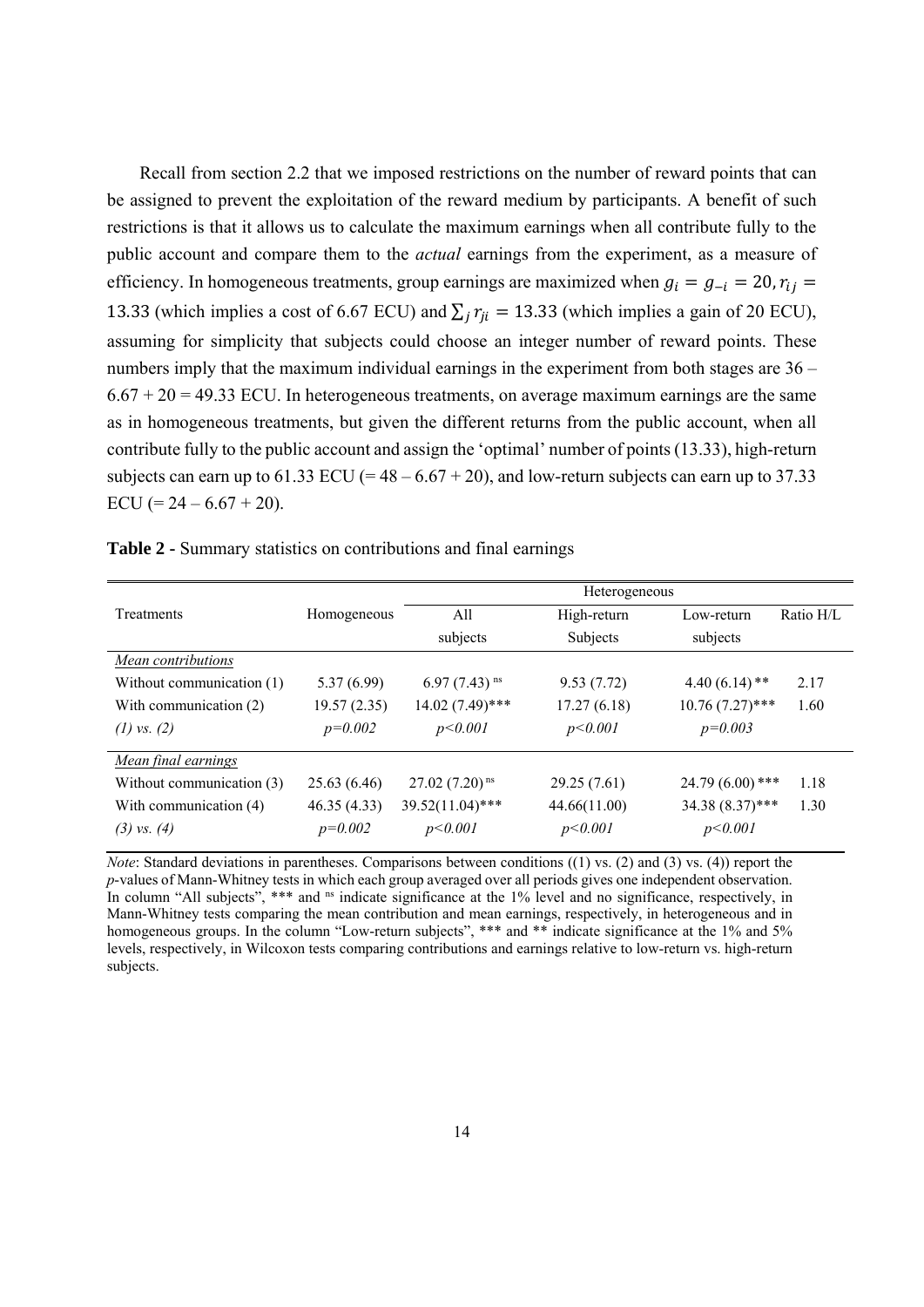Recall from section 2.2 that we imposed restrictions on the number of reward points that can be assigned to prevent the exploitation of the reward medium by participants. A benefit of such restrictions is that it allows us to calculate the maximum earnings when all contribute fully to the public account and compare them to the *actual* earnings from the experiment, as a measure of efficiency. In homogeneous treatments, group earnings are maximized when $g_i = g_{-i} = 20, r_{ij} = 13.33$ (which implies a cost of 6.67 ECU) and $\sum_j r_{ji} = 13.33$ (which implies a gain of 20 ECU), assuming for simplicity that subjects could choose an integer number of reward points. These numbers imply that the maximum individual earnings in the experiment from both stages are 36 – 6.67 + 20 = 49.33 ECU. In heterogeneous treatments, on average maximum earnings are the same as in homogeneous treatments, but given the different returns from the public account, when all contribute fully to the public account and assign the 'optimal' number of points (13.33), high-return subjects can earn up to 61.33 ECU (= 48 – 6.67 + 20), and low-return subjects can earn up to 37.33 ECU (= 24 – 6.67 + 20).

**Table 2** - Summary statistics on contributions and final earnings

| Treatments | Homogeneous | Heterogeneous | | | |
|---|---|---|---|---|---|
| | | All subjects | High-return Subjects | Low-return subjects | Ratio H/L |
| *Mean contributions* | | | | | |
| Without communication (1) | 5.37 (6.99) | 6.97 (7.43) [ns] | 9.53 (7.72) | 4.40 (6.14) ** | 2.17 |
| With communication (2) | 19.57 (2.35) | 14.02 (7.49)*** | 17.27 (6.18) | 10.76 (7.27)*** | 1.60 |
| *(1) vs. (2)* | *p=0.002* | *p<0.001* | *p<0.001* | *p=0.003* | |
| *Mean final earnings* | | | | | |
| Without communication (3) | 25.63 (6.46) | 27.02 (7.20) [ns] | 29.25 (7.61) | 24.79 (6.00) *** | 1.18 |
| With communication (4) | 46.35 (4.33) | 39.52(11.04)*** | 44.66(11.00) | 34.38 (8.37)*** | 1.30 |
| *(3) vs. (4)* | *p=0.002* | *p<0.001* | *p<0.001* | *p<0.001* | |

*Note*: Standard deviations in parentheses. Comparisons between conditions ((1) vs. (2) and (3) vs. (4)) report the *p*-values of Mann-Whitney tests in which each group averaged over all periods gives one independent observation. In column "All subjects", *** and [ns] indicate significance at the 1% level and no significance, respectively, in Mann-Whitney tests comparing the mean contribution and mean earnings, respectively, in heterogeneous and in homogeneous groups. In the column "Low-return subjects", *** and ** indicate significance at the 1% and 5% levels, respectively, in Wilcoxon tests comparing contributions and earnings relative to low-return vs. high-return subjects.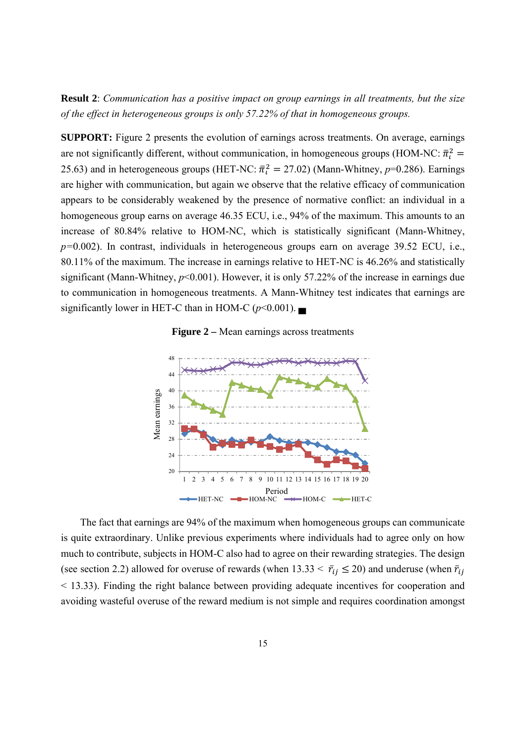**Result 2**: *Communication has a positive impact on group earnings in all treatments, but the size of the effect in heterogeneous groups is only 57.22% of that in homogeneous groups.*

**SUPPORT:** Figure 2 presents the evolution of earnings across treatments. On average, earnings are not significantly different, without communication, in homogeneous groups (HOM-NC: $\bar{\pi}_i^2 = 25.63$) and in heterogeneous groups (HET-NC: $\bar{\pi}_i^2 = 27.02$) (Mann-Whitney, $p$=0.286). Earnings are higher with communication, but again we observe that the relative efficacy of communication appears to be considerably weakened by the presence of normative conflict: an individual in a homogeneous group earns on average 46.35 ECU, i.e., 94% of the maximum. This amounts to an increase of 80.84% relative to HOM-NC, which is statistically significant (Mann-Whitney, $p$=0.002). In contrast, individuals in heterogeneous groups earn on average 39.52 ECU, i.e., 80.11% of the maximum. The increase in earnings relative to HET-NC is 46.26% and statistically significant (Mann-Whitney, $p$<0.001). However, it is only 57.22% of the increase in earnings due to communication in homogeneous treatments. A Mann-Whitney test indicates that earnings are significantly lower in HET-C than in HOM-C ($p$<0.001). ■

**Figure 2 –** Mean earnings across treatments

The fact that earnings are 94% of the maximum when homogeneous groups can communicate is quite extraordinary. Unlike previous experiments where individuals had to agree only on how much to contribute, subjects in HOM-C also had to agree on their rewarding strategies. The design (see section 2.2) allowed for overuse of rewards (when $13.33 < \bar{r}_{ij} \leq 20$) and underuse (when $\bar{r}_{ij} < 13.33$). Finding the right balance between providing adequate incentives for cooperation and avoiding wasteful overuse of the reward medium is not simple and requires coordination amongst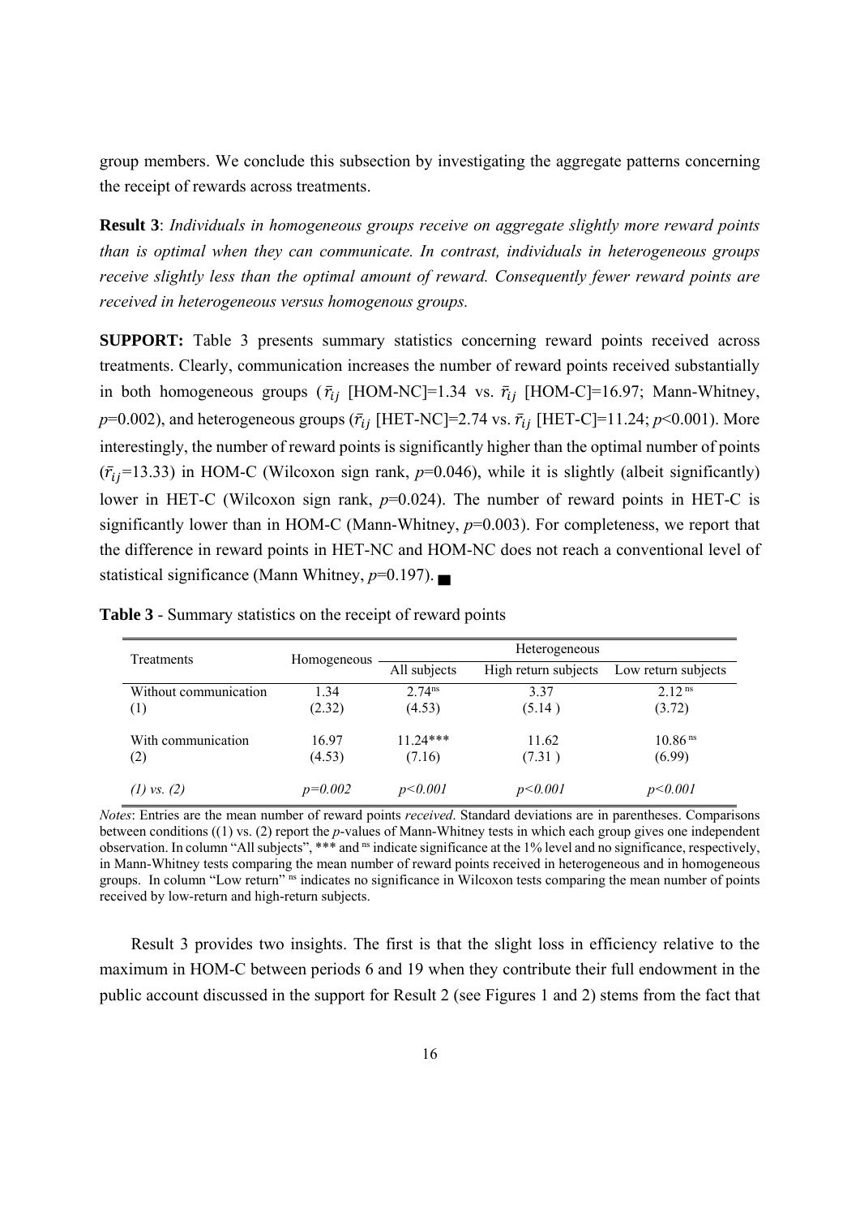group members. We conclude this subsection by investigating the aggregate patterns concerning the receipt of rewards across treatments.

**Result 3**: *Individuals in homogeneous groups receive on aggregate slightly more reward points than is optimal when they can communicate. In contrast, individuals in heterogeneous groups receive slightly less than the optimal amount of reward. Consequently fewer reward points are received in heterogeneous versus homogenous groups.*

**SUPPORT:** Table 3 presents summary statistics concerning reward points received across treatments. Clearly, communication increases the number of reward points received substantially in both homogeneous groups ($\bar{r}_{ij}$ [HOM-NC]=1.34 vs. $\bar{r}_{ij}$ [HOM-C]=16.97; Mann-Whitney, $p$=0.002), and heterogeneous groups ($\bar{r}_{ij}$ [HET-NC]=2.74 vs. $\bar{r}_{ij}$ [HET-C]=11.24; $p$<0.001). More interestingly, the number of reward points is significantly higher than the optimal number of points ($\bar{r}_{ij}$=13.33) in HOM-C (Wilcoxon sign rank, $p$=0.046), while it is slightly (albeit significantly) lower in HET-C (Wilcoxon sign rank, $p$=0.024). The number of reward points in HET-C is significantly lower than in HOM-C (Mann-Whitney, $p$=0.003). For completeness, we report that the difference in reward points in HET-NC and HOM-NC does not reach a conventional level of statistical significance (Mann Whitney, $p$=0.197). ■

**Table 3** - Summary statistics on the receipt of reward points

| Treatments | Homogeneous | Heterogeneous | | |
|---|---|---|---|---|
| | | All subjects | High return subjects | Low return subjects |
| Without communication (1) | 1.34 (2.32) | 2.74$^{ns}$ (4.53) | 3.37 (5.14 ) | 2.12$^{ns}$ (3.72) |
| With communication (2) | 16.97 (4.53) | 11.24*** (7.16) | 11.62 (7.31 ) | 10.86$^{ns}$ (6.99) |
| *(1) vs. (2)* | *p=0.002* | *p<0.001* | *p<0.001* | *p<0.001* |

*Notes*: Entries are the mean number of reward points *received*. Standard deviations are in parentheses. Comparisons between conditions ((1) vs. (2) report the *p*-values of Mann-Whitney tests in which each group gives one independent observation. In column "All subjects", *** and $^{ns}$ indicate significance at the 1% level and no significance, respectively, in Mann-Whitney tests comparing the mean number of reward points received in heterogeneous and in homogeneous groups. In column "Low return" $^{ns}$ indicates no significance in Wilcoxon tests comparing the mean number of points received by low-return and high-return subjects.

Result 3 provides two insights. The first is that the slight loss in efficiency relative to the maximum in HOM-C between periods 6 and 19 when they contribute their full endowment in the public account discussed in the support for Result 2 (see Figures 1 and 2) stems from the fact that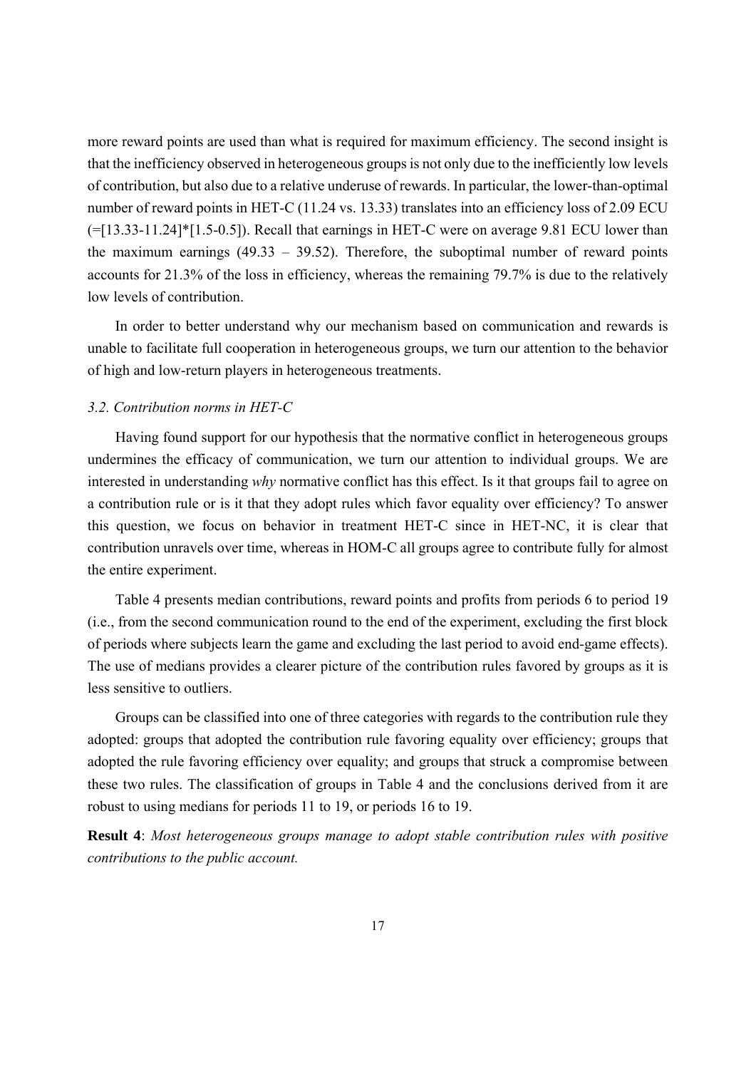more reward points are used than what is required for maximum efficiency. The second insight is that the inefficiency observed in heterogeneous groups is not only due to the inefficiently low levels of contribution, but also due to a relative underuse of rewards. In particular, the lower-than-optimal number of reward points in HET-C (11.24 vs. 13.33) translates into an efficiency loss of 2.09 ECU (=[13.33-11.24]*[1.5-0.5]). Recall that earnings in HET-C were on average 9.81 ECU lower than the maximum earnings (49.33 – 39.52). Therefore, the suboptimal number of reward points accounts for 21.3% of the loss in efficiency, whereas the remaining 79.7% is due to the relatively low levels of contribution.

In order to better understand why our mechanism based on communication and rewards is unable to facilitate full cooperation in heterogeneous groups, we turn our attention to the behavior of high and low-return players in heterogeneous treatments.

### *3.2. Contribution norms in HET-C*

Having found support for our hypothesis that the normative conflict in heterogeneous groups undermines the efficacy of communication, we turn our attention to individual groups. We are interested in understanding *why* normative conflict has this effect. Is it that groups fail to agree on a contribution rule or is it that they adopt rules which favor equality over efficiency? To answer this question, we focus on behavior in treatment HET-C since in HET-NC, it is clear that contribution unravels over time, whereas in HOM-C all groups agree to contribute fully for almost the entire experiment.

Table 4 presents median contributions, reward points and profits from periods 6 to period 19 (i.e., from the second communication round to the end of the experiment, excluding the first block of periods where subjects learn the game and excluding the last period to avoid end-game effects). The use of medians provides a clearer picture of the contribution rules favored by groups as it is less sensitive to outliers.

Groups can be classified into one of three categories with regards to the contribution rule they adopted: groups that adopted the contribution rule favoring equality over efficiency; groups that adopted the rule favoring efficiency over equality; and groups that struck a compromise between these two rules. The classification of groups in Table 4 and the conclusions derived from it are robust to using medians for periods 11 to 19, or periods 16 to 19.

**Result 4**: *Most heterogeneous groups manage to adopt stable contribution rules with positive contributions to the public account.*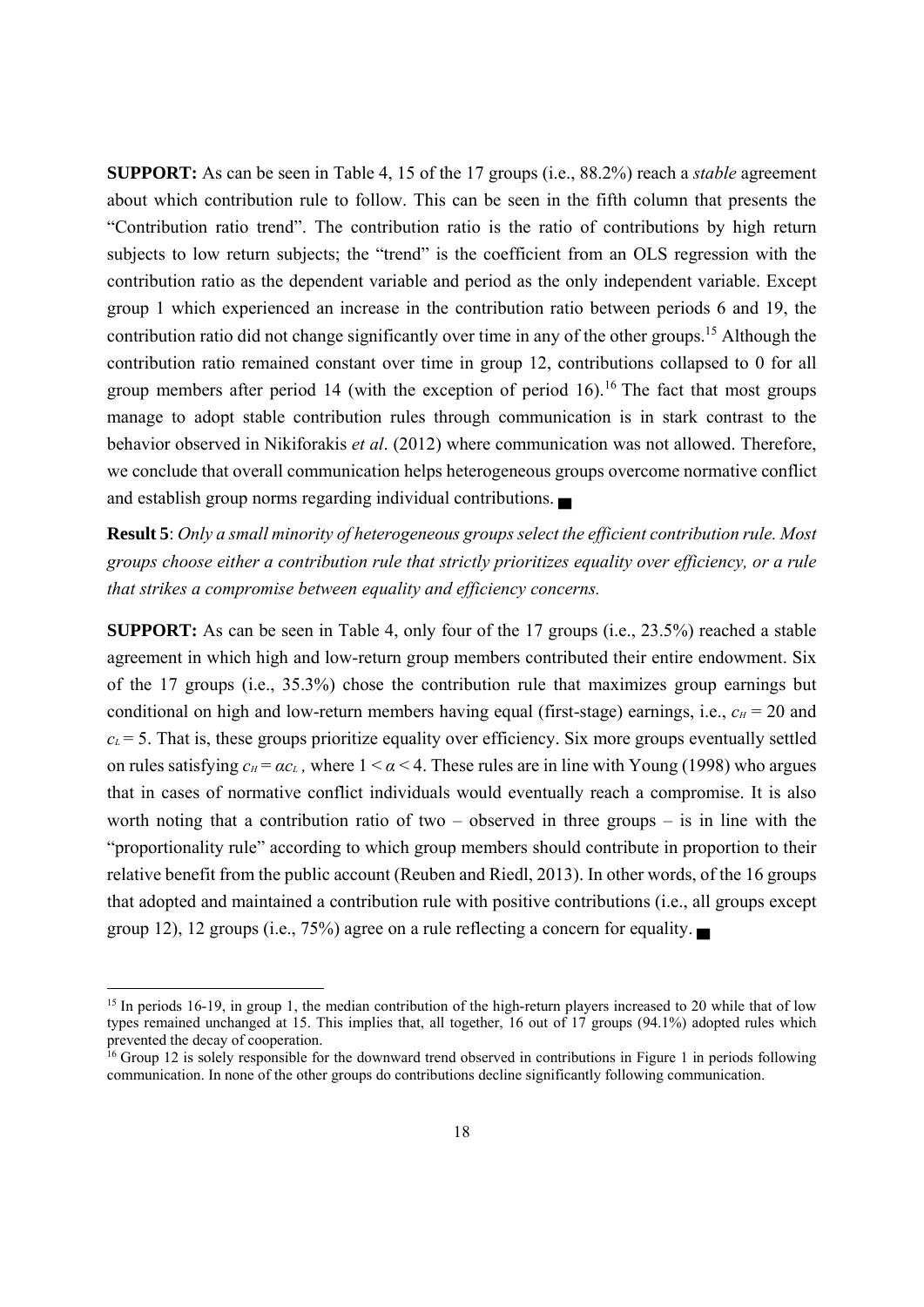**SUPPORT:** As can be seen in Table 4, 15 of the 17 groups (i.e., 88.2%) reach a *stable* agreement about which contribution rule to follow. This can be seen in the fifth column that presents the "Contribution ratio trend". The contribution ratio is the ratio of contributions by high return subjects to low return subjects; the "trend" is the coefficient from an OLS regression with the contribution ratio as the dependent variable and period as the only independent variable. Except group 1 which experienced an increase in the contribution ratio between periods 6 and 19, the contribution ratio did not change significantly over time in any of the other groups.[15] Although the contribution ratio remained constant over time in group 12, contributions collapsed to 0 for all group members after period 14 (with the exception of period 16).[16] The fact that most groups manage to adopt stable contribution rules through communication is in stark contrast to the behavior observed in Nikiforakis *et al*. (2012) where communication was not allowed. Therefore, we conclude that overall communication helps heterogeneous groups overcome normative conflict and establish group norms regarding individual contributions. ■

**Result 5**: *Only a small minority of heterogeneous groups select the efficient contribution rule. Most groups choose either a contribution rule that strictly prioritizes equality over efficiency, or a rule that strikes a compromise between equality and efficiency concerns.*

**SUPPORT:** As can be seen in Table 4, only four of the 17 groups (i.e., 23.5%) reached a stable agreement in which high and low-return group members contributed their entire endowment. Six of the 17 groups (i.e., 35.3%) chose the contribution rule that maximizes group earnings but conditional on high and low-return members having equal (first-stage) earnings, i.e., $c_H = 20$ and $c_L = 5$. That is, these groups prioritize equality over efficiency. Six more groups eventually settled on rules satisfying $c_H = \alpha c_L$, where $1 < \alpha < 4$. These rules are in line with Young (1998) who argues that in cases of normative conflict individuals would eventually reach a compromise. It is also worth noting that a contribution ratio of two – observed in three groups – is in line with the "proportionality rule" according to which group members should contribute in proportion to their relative benefit from the public account (Reuben and Riedl, 2013). In other words, of the 16 groups that adopted and maintained a contribution rule with positive contributions (i.e., all groups except group 12), 12 groups (i.e., 75%) agree on a rule reflecting a concern for equality. ■

[15] In periods 16-19, in group 1, the median contribution of the high-return players increased to 20 while that of low types remained unchanged at 15. This implies that, all together, 16 out of 17 groups (94.1%) adopted rules which prevented the decay of cooperation.

[16] Group 12 is solely responsible for the downward trend observed in contributions in Figure 1 in periods following communication. In none of the other groups do contributions decline significantly following communication.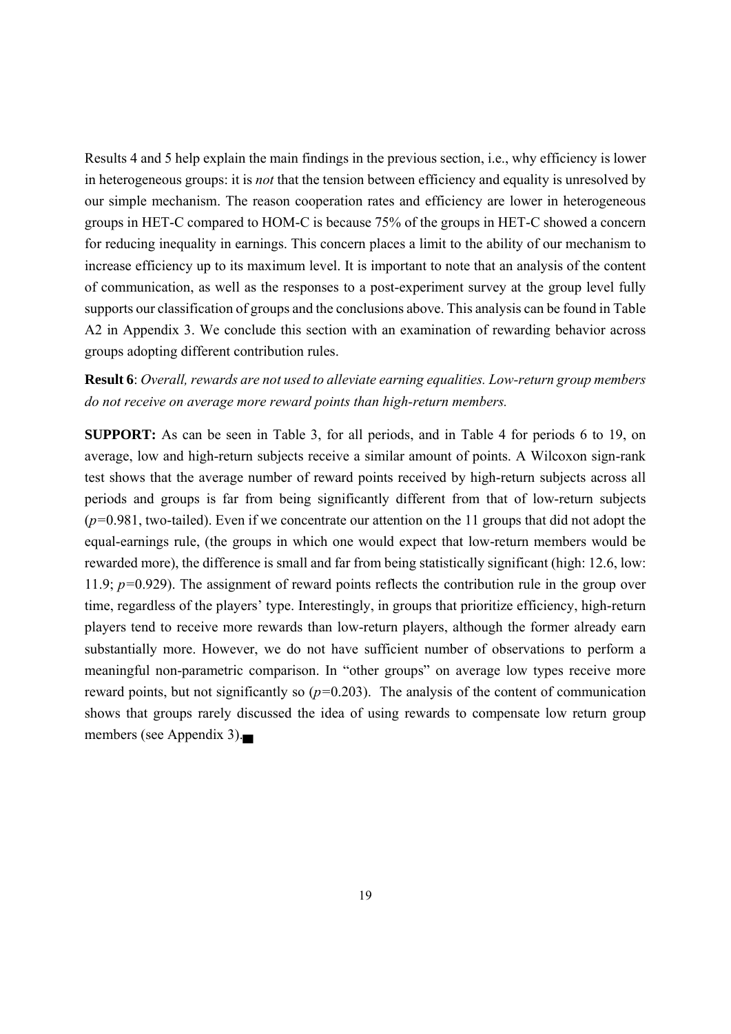Results 4 and 5 help explain the main findings in the previous section, i.e., why efficiency is lower in heterogeneous groups: it is *not* that the tension between efficiency and equality is unresolved by our simple mechanism. The reason cooperation rates and efficiency are lower in heterogeneous groups in HET-C compared to HOM-C is because 75% of the groups in HET-C showed a concern for reducing inequality in earnings. This concern places a limit to the ability of our mechanism to increase efficiency up to its maximum level. It is important to note that an analysis of the content of communication, as well as the responses to a post-experiment survey at the group level fully supports our classification of groups and the conclusions above. This analysis can be found in Table A2 in Appendix 3. We conclude this section with an examination of rewarding behavior across groups adopting different contribution rules.

**Result 6**: *Overall, rewards are not used to alleviate earning equalities. Low-return group members do not receive on average more reward points than high-return members.*

**SUPPORT:** As can be seen in Table 3, for all periods, and in Table 4 for periods 6 to 19, on average, low and high-return subjects receive a similar amount of points. A Wilcoxon sign-rank test shows that the average number of reward points received by high-return subjects across all periods and groups is far from being significantly different from that of low-return subjects ($p$=0.981, two-tailed). Even if we concentrate our attention on the 11 groups that did not adopt the equal-earnings rule, (the groups in which one would expect that low-return members would be rewarded more), the difference is small and far from being statistically significant (high: 12.6, low: 11.9; $p$=0.929). The assignment of reward points reflects the contribution rule in the group over time, regardless of the players' type. Interestingly, in groups that prioritize efficiency, high-return players tend to receive more rewards than low-return players, although the former already earn substantially more. However, we do not have sufficient number of observations to perform a meaningful non-parametric comparison. In "other groups" on average low types receive more reward points, but not significantly so ($p$=0.203). The analysis of the content of communication shows that groups rarely discussed the idea of using rewards to compensate low return group members (see Appendix 3).■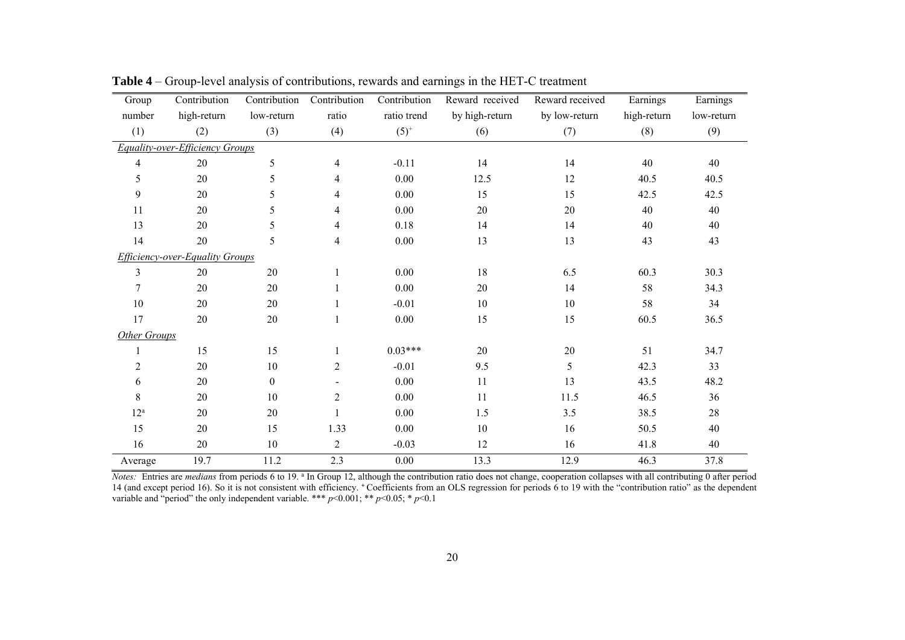**Table 4** – Group-level analysis of contributions, rewards and earnings in the HET-C treatment

| Group number | Contribution high-return | Contribution low-return | Contribution ratio | Contribution ratio trend | Reward received by high-return | Reward received by low-return | Earnings high-return | Earnings low-return |
|---|---|---|---|---|---|---|---|---|
| (1) | (2) | (3) | (4) | (5)[+] | (6) | (7) | (8) | (9) |
| *Equality-over-Efficiency Groups* | | | | | | | | |
| 4 | 20 | 5 | 4 | -0.11 | 14 | 14 | 40 | 40 |
| 5 | 20 | 5 | 4 | 0.00 | 12.5 | 12 | 40.5 | 40.5 |
| 9 | 20 | 5 | 4 | 0.00 | 15 | 15 | 42.5 | 42.5 |
| 11 | 20 | 5 | 4 | 0.00 | 20 | 20 | 40 | 40 |
| 13 | 20 | 5 | 4 | 0.18 | 14 | 14 | 40 | 40 |
| 14 | 20 | 5 | 4 | 0.00 | 13 | 13 | 43 | 43 |
| *Efficiency-over-Equality Groups* | | | | | | | | |
| 3 | 20 | 20 | 1 | 0.00 | 18 | 6.5 | 60.3 | 30.3 |
| 7 | 20 | 20 | 1 | 0.00 | 20 | 14 | 58 | 34.3 |
| 10 | 20 | 20 | 1 | -0.01 | 10 | 10 | 58 | 34 |
| 17 | 20 | 20 | 1 | 0.00 | 15 | 15 | 60.5 | 36.5 |
| *Other Groups* | | | | | | | | |
| 1 | 15 | 15 | 1 | 0.03*** | 20 | 20 | 51 | 34.7 |
| 2 | 20 | 10 | 2 | -0.01 | 9.5 | 5 | 42.3 | 33 |
| 6 | 20 | 0 | - | 0.00 | 11 | 13 | 43.5 | 48.2 |
| 8 | 20 | 10 | 2 | 0.00 | 11 | 11.5 | 46.5 | 36 |
| 12[a] | 20 | 20 | 1 | 0.00 | 1.5 | 3.5 | 38.5 | 28 |
| 15 | 20 | 15 | 1.33 | 0.00 | 10 | 16 | 50.5 | 40 |
| 16 | 20 | 10 | 2 | -0.03 | 12 | 16 | 41.8 | 40 |
| Average | 19.7 | 11.2 | 2.3 | 0.00 | 13.3 | 12.9 | 46.3 | 37.8 |

*Notes:* Entries are *medians* from periods 6 to 19. [a] In Group 12, although the contribution ratio does not change, cooperation collapses with all contributing 0 after period 14 (and except period 16). So it is not consistent with efficiency. [+] Coefficients from an OLS regression for periods 6 to 19 with the "contribution ratio" as the dependent variable and "period" the only independent variable. *** $p$<0.001; ** $p$<0.05; * $p$<0.1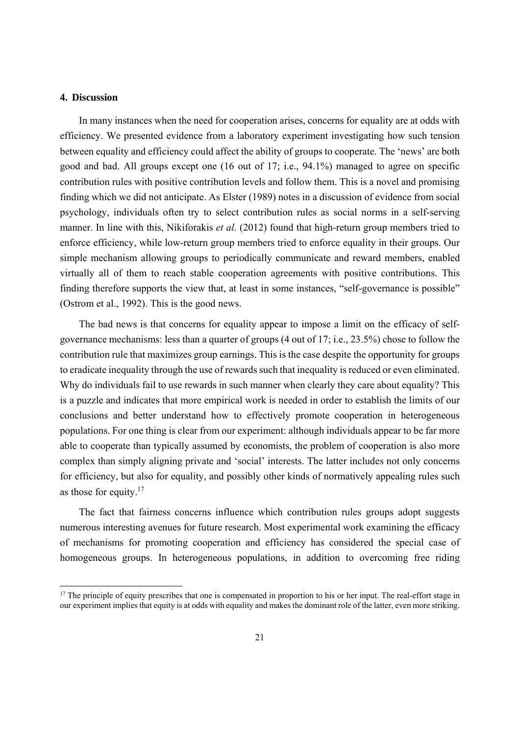## 4. Discussion

In many instances when the need for cooperation arises, concerns for equality are at odds with efficiency. We presented evidence from a laboratory experiment investigating how such tension between equality and efficiency could affect the ability of groups to cooperate. The 'news' are both good and bad. All groups except one (16 out of 17; i.e., 94.1%) managed to agree on specific contribution rules with positive contribution levels and follow them. This is a novel and promising finding which we did not anticipate. As Elster (1989) notes in a discussion of evidence from social psychology, individuals often try to select contribution rules as social norms in a self-serving manner. In line with this, Nikiforakis *et al.* (2012) found that high-return group members tried to enforce efficiency, while low-return group members tried to enforce equality in their groups. Our simple mechanism allowing groups to periodically communicate and reward members, enabled virtually all of them to reach stable cooperation agreements with positive contributions. This finding therefore supports the view that, at least in some instances, "self-governance is possible" (Ostrom et al., 1992). This is the good news.

The bad news is that concerns for equality appear to impose a limit on the efficacy of self-governance mechanisms: less than a quarter of groups (4 out of 17; i.e., 23.5%) chose to follow the contribution rule that maximizes group earnings. This is the case despite the opportunity for groups to eradicate inequality through the use of rewards such that inequality is reduced or even eliminated. Why do individuals fail to use rewards in such manner when clearly they care about equality? This is a puzzle and indicates that more empirical work is needed in order to establish the limits of our conclusions and better understand how to effectively promote cooperation in heterogeneous populations. For one thing is clear from our experiment: although individuals appear to be far more able to cooperate than typically assumed by economists, the problem of cooperation is also more complex than simply aligning private and 'social' interests. The latter includes not only concerns for efficiency, but also for equality, and possibly other kinds of normatively appealing rules such as those for equity.[17]

The fact that fairness concerns influence which contribution rules groups adopt suggests numerous interesting avenues for future research. Most experimental work examining the efficacy of mechanisms for promoting cooperation and efficiency has considered the special case of homogeneous groups. In heterogeneous populations, in addition to overcoming free riding

[17] The principle of equity prescribes that one is compensated in proportion to his or her input. The real-effort stage in our experiment implies that equity is at odds with equality and makes the dominant role of the latter, even more striking.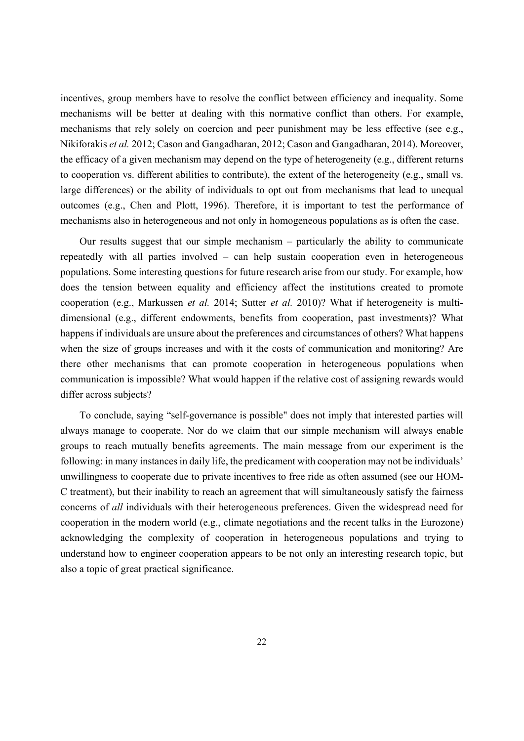incentives, group members have to resolve the conflict between efficiency and inequality. Some mechanisms will be better at dealing with this normative conflict than others. For example, mechanisms that rely solely on coercion and peer punishment may be less effective (see e.g., Nikiforakis *et al.* 2012; Cason and Gangadharan, 2012; Cason and Gangadharan, 2014). Moreover, the efficacy of a given mechanism may depend on the type of heterogeneity (e.g., different returns to cooperation vs. different abilities to contribute), the extent of the heterogeneity (e.g., small vs. large differences) or the ability of individuals to opt out from mechanisms that lead to unequal outcomes (e.g., Chen and Plott, 1996). Therefore, it is important to test the performance of mechanisms also in heterogeneous and not only in homogeneous populations as is often the case.

Our results suggest that our simple mechanism – particularly the ability to communicate repeatedly with all parties involved – can help sustain cooperation even in heterogeneous populations. Some interesting questions for future research arise from our study. For example, how does the tension between equality and efficiency affect the institutions created to promote cooperation (e.g., Markussen *et al.* 2014; Sutter *et al.* 2010)? What if heterogeneity is multi-dimensional (e.g., different endowments, benefits from cooperation, past investments)? What happens if individuals are unsure about the preferences and circumstances of others? What happens when the size of groups increases and with it the costs of communication and monitoring? Are there other mechanisms that can promote cooperation in heterogeneous populations when communication is impossible? What would happen if the relative cost of assigning rewards would differ across subjects?

To conclude, saying "self-governance is possible" does not imply that interested parties will always manage to cooperate. Nor do we claim that our simple mechanism will always enable groups to reach mutually benefits agreements. The main message from our experiment is the following: in many instances in daily life, the predicament with cooperation may not be individuals' unwillingness to cooperate due to private incentives to free ride as often assumed (see our HOM-C treatment), but their inability to reach an agreement that will simultaneously satisfy the fairness concerns of *all* individuals with their heterogeneous preferences. Given the widespread need for cooperation in the modern world (e.g., climate negotiations and the recent talks in the Eurozone) acknowledging the complexity of cooperation in heterogeneous populations and trying to understand how to engineer cooperation appears to be not only an interesting research topic, but also a topic of great practical significance.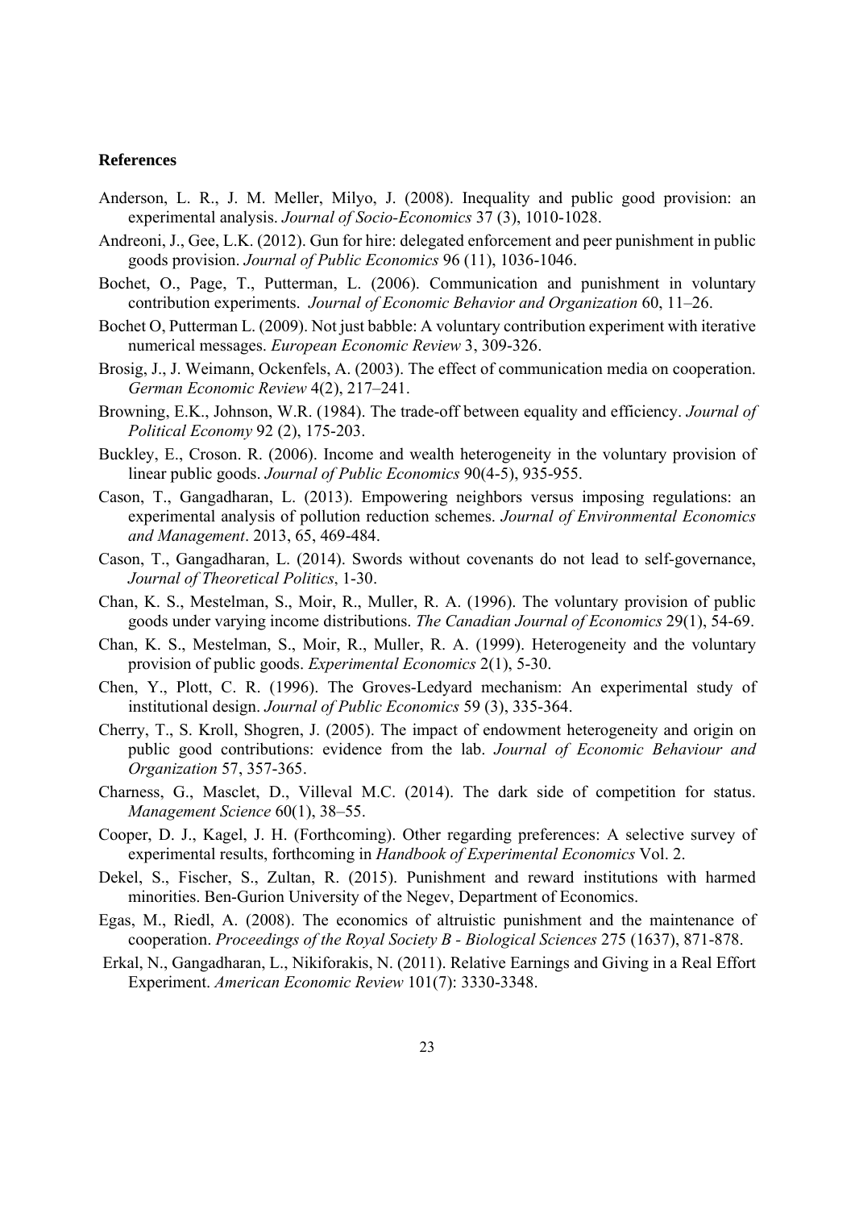**References**

Anderson, L. R., J. M. Meller, Milyo, J. (2008). Inequality and public good provision: an experimental analysis. *Journal of Socio-Economics* 37 (3), 1010-1028.

Andreoni, J., Gee, L.K. (2012). Gun for hire: delegated enforcement and peer punishment in public goods provision. *Journal of Public Economics* 96 (11), 1036-1046.

Bochet, O., Page, T., Putterman, L. (2006). Communication and punishment in voluntary contribution experiments. *Journal of Economic Behavior and Organization* 60, 11–26.

Bochet O, Putterman L. (2009). Not just babble: A voluntary contribution experiment with iterative numerical messages. *European Economic Review* 3, 309-326.

Brosig, J., J. Weimann, Ockenfels, A. (2003). The effect of communication media on cooperation. *German Economic Review* 4(2), 217–241.

Browning, E.K., Johnson, W.R. (1984). The trade-off between equality and efficiency. *Journal of Political Economy* 92 (2), 175-203.

Buckley, E., Croson. R. (2006). Income and wealth heterogeneity in the voluntary provision of linear public goods. *Journal of Public Economics* 90(4-5), 935-955.

Cason, T., Gangadharan, L. (2013). Empowering neighbors versus imposing regulations: an experimental analysis of pollution reduction schemes. *Journal of Environmental Economics and Management*. 2013, 65, 469-484.

Cason, T., Gangadharan, L. (2014). Swords without covenants do not lead to self-governance, *Journal of Theoretical Politics*, 1-30.

Chan, K. S., Mestelman, S., Moir, R., Muller, R. A. (1996). The voluntary provision of public goods under varying income distributions. *The Canadian Journal of Economics* 29(1), 54-69.

Chan, K. S., Mestelman, S., Moir, R., Muller, R. A. (1999). Heterogeneity and the voluntary provision of public goods. *Experimental Economics* 2(1), 5-30.

Chen, Y., Plott, C. R. (1996). The Groves-Ledyard mechanism: An experimental study of institutional design. *Journal of Public Economics* 59 (3), 335-364.

Cherry, T., S. Kroll, Shogren, J. (2005). The impact of endowment heterogeneity and origin on public good contributions: evidence from the lab. *Journal of Economic Behaviour and Organization* 57, 357-365.

Charness, G., Masclet, D., Villeval M.C. (2014). The dark side of competition for status. *Management Science* 60(1), 38–55.

Cooper, D. J., Kagel, J. H. (Forthcoming). Other regarding preferences: A selective survey of experimental results, forthcoming in *Handbook of Experimental Economics* Vol. 2.

Dekel, S., Fischer, S., Zultan, R. (2015). Punishment and reward institutions with harmed minorities. Ben-Gurion University of the Negev, Department of Economics.

Egas, M., Riedl, A. (2008). The economics of altruistic punishment and the maintenance of cooperation. *Proceedings of the Royal Society B - Biological Sciences* 275 (1637), 871-878.

Erkal, N., Gangadharan, L., Nikiforakis, N. (2011). Relative Earnings and Giving in a Real Effort Experiment. *American Economic Review* 101(7): 3330-3348.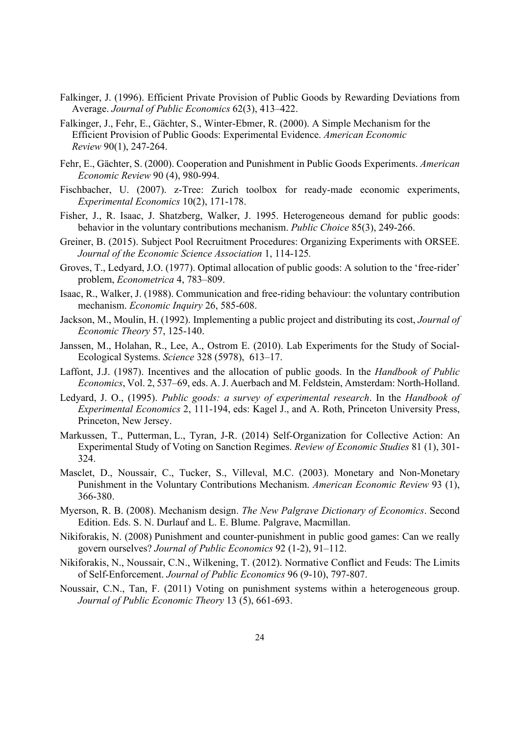Falkinger, J. (1996). Efficient Private Provision of Public Goods by Rewarding Deviations from Average. *Journal of Public Economics* 62(3), 413–422.

Falkinger, J., Fehr, E., Gächter, S., Winter-Ebmer, R. (2000). A Simple Mechanism for the Efficient Provision of Public Goods: Experimental Evidence. *American Economic Review* 90(1), 247-264.

Fehr, E., Gächter, S. (2000). Cooperation and Punishment in Public Goods Experiments. *American Economic Review* 90 (4), 980-994.

Fischbacher, U. (2007). z-Tree: Zurich toolbox for ready-made economic experiments, *Experimental Economics* 10(2), 171-178.

Fisher, J., R. Isaac, J. Shatzberg, Walker, J. 1995. Heterogeneous demand for public goods: behavior in the voluntary contributions mechanism. *Public Choice* 85(3), 249-266.

Greiner, B. (2015). Subject Pool Recruitment Procedures: Organizing Experiments with ORSEE. *Journal of the Economic Science Association* 1, 114-125.

Groves, T., Ledyard, J.O. (1977). Optimal allocation of public goods: A solution to the 'free-rider' problem, *Econometrica* 4, 783–809.

Isaac, R., Walker, J. (1988). Communication and free-riding behaviour: the voluntary contribution mechanism. *Economic Inquiry* 26, 585-608.

Jackson, M., Moulin, H. (1992). Implementing a public project and distributing its cost, *Journal of Economic Theory* 57, 125-140.

Janssen, M., Holahan, R., Lee, A., Ostrom E. (2010). Lab Experiments for the Study of Social-Ecological Systems. *Science* 328 (5978), 613–17.

Laffont, J.J. (1987). Incentives and the allocation of public goods. In the *Handbook of Public Economics*, Vol. 2, 537–69, eds. A. J. Auerbach and M. Feldstein, Amsterdam: North-Holland.

Ledyard, J. O., (1995). *Public goods: a survey of experimental research*. In the *Handbook of Experimental Economics* 2, 111-194, eds: Kagel J., and A. Roth, Princeton University Press, Princeton, New Jersey.

Markussen, T., Putterman, L., Tyran, J-R. (2014) Self-Organization for Collective Action: An Experimental Study of Voting on Sanction Regimes. *Review of Economic Studies* 81 (1), 301-324.

Masclet, D., Noussair, C., Tucker, S., Villeval, M.C. (2003). Monetary and Non-Monetary Punishment in the Voluntary Contributions Mechanism. *American Economic Review* 93 (1), 366-380.

Myerson, R. B. (2008). Mechanism design. *The New Palgrave Dictionary of Economics*. Second Edition. Eds. S. N. Durlauf and L. E. Blume. Palgrave, Macmillan.

Nikiforakis, N. (2008) Punishment and counter-punishment in public good games: Can we really govern ourselves? *Journal of Public Economics* 92 (1-2), 91–112.

Nikiforakis, N., Noussair, C.N., Wilkening, T. (2012). Normative Conflict and Feuds: The Limits of Self-Enforcement. *Journal of Public Economics* 96 (9-10), 797-807.

Noussair, C.N., Tan, F. (2011) Voting on punishment systems within a heterogeneous group. *Journal of Public Economic Theory* 13 (5), 661-693.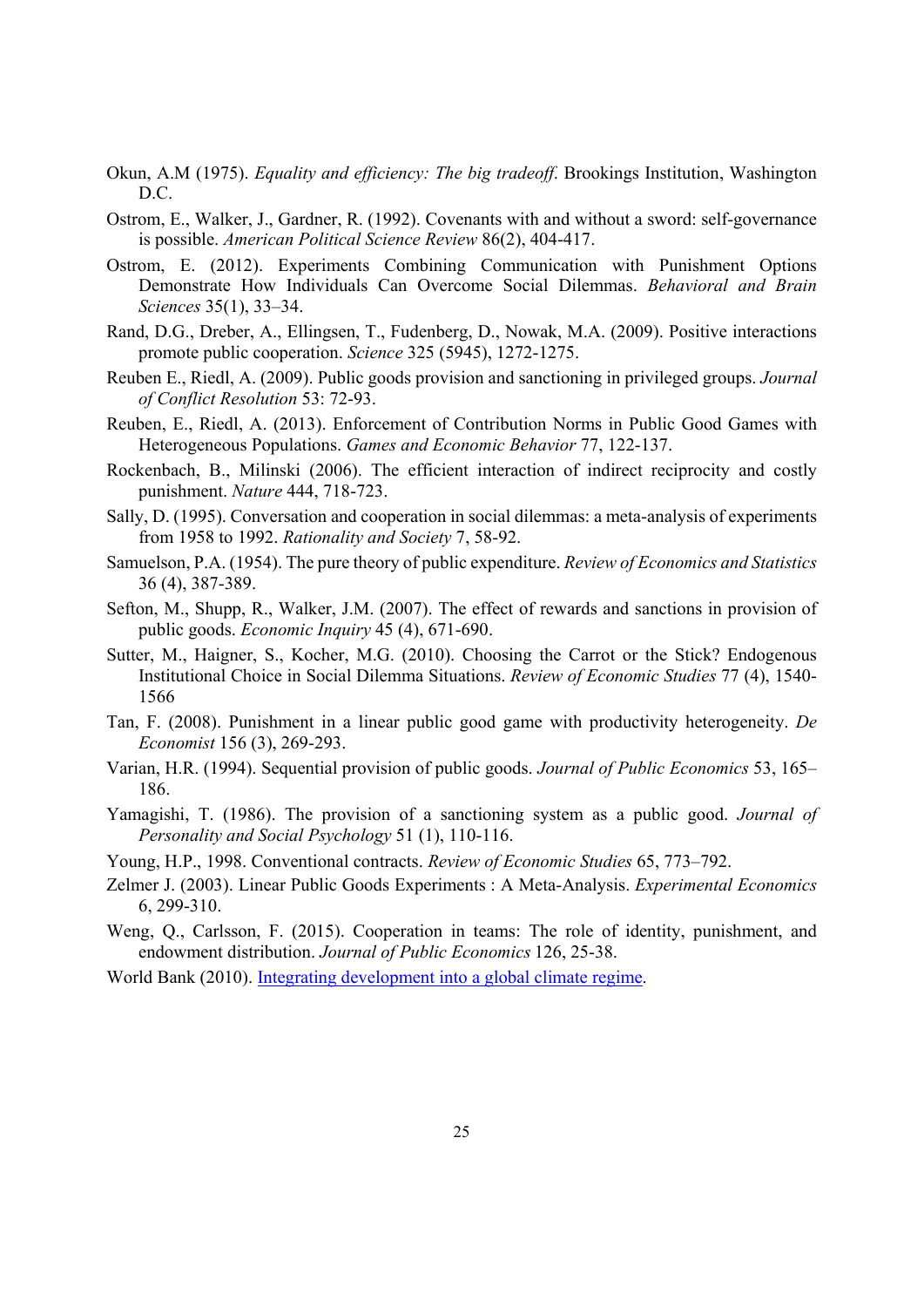Okun, A.M (1975). *Equality and efficiency: The big tradeoff*. Brookings Institution, Washington D.C.

Ostrom, E., Walker, J., Gardner, R. (1992). Covenants with and without a sword: self-governance is possible. *American Political Science Review* 86(2), 404-417.

Ostrom, E. (2012). Experiments Combining Communication with Punishment Options Demonstrate How Individuals Can Overcome Social Dilemmas. *Behavioral and Brain Sciences* 35(1), 33–34.

Rand, D.G., Dreber, A., Ellingsen, T., Fudenberg, D., Nowak, M.A. (2009). Positive interactions promote public cooperation. *Science* 325 (5945), 1272-1275.

Reuben E., Riedl, A. (2009). Public goods provision and sanctioning in privileged groups. *Journal of Conflict Resolution* 53: 72-93.

Reuben, E., Riedl, A. (2013). Enforcement of Contribution Norms in Public Good Games with Heterogeneous Populations. *Games and Economic Behavior* 77, 122-137.

Rockenbach, B., Milinski (2006). The efficient interaction of indirect reciprocity and costly punishment. *Nature* 444, 718-723.

Sally, D. (1995). Conversation and cooperation in social dilemmas: a meta-analysis of experiments from 1958 to 1992. *Rationality and Society* 7, 58-92.

Samuelson, P.A. (1954). The pure theory of public expenditure. *Review of Economics and Statistics* 36 (4), 387-389.

Sefton, M., Shupp, R., Walker, J.M. (2007). The effect of rewards and sanctions in provision of public goods. *Economic Inquiry* 45 (4), 671-690.

Sutter, M., Haigner, S., Kocher, M.G. (2010). Choosing the Carrot or the Stick? Endogenous Institutional Choice in Social Dilemma Situations. *Review of Economic Studies* 77 (4), 1540-1566

Tan, F. (2008). Punishment in a linear public good game with productivity heterogeneity. *De Economist* 156 (3), 269-293.

Varian, H.R. (1994). Sequential provision of public goods. *Journal of Public Economics* 53, 165–186.

Yamagishi, T. (1986). The provision of a sanctioning system as a public good. *Journal of Personality and Social Psychology* 51 (1), 110-116.

Young, H.P., 1998. Conventional contracts. *Review of Economic Studies* 65, 773–792.

Zelmer J. (2003). Linear Public Goods Experiments : A Meta-Analysis. *Experimental Economics* 6, 299-310.

Weng, Q., Carlsson, F. (2015). Cooperation in teams: The role of identity, punishment, and endowment distribution. *Journal of Public Economics* 126, 25-38.

World Bank (2010). Integrating development into a global climate regime.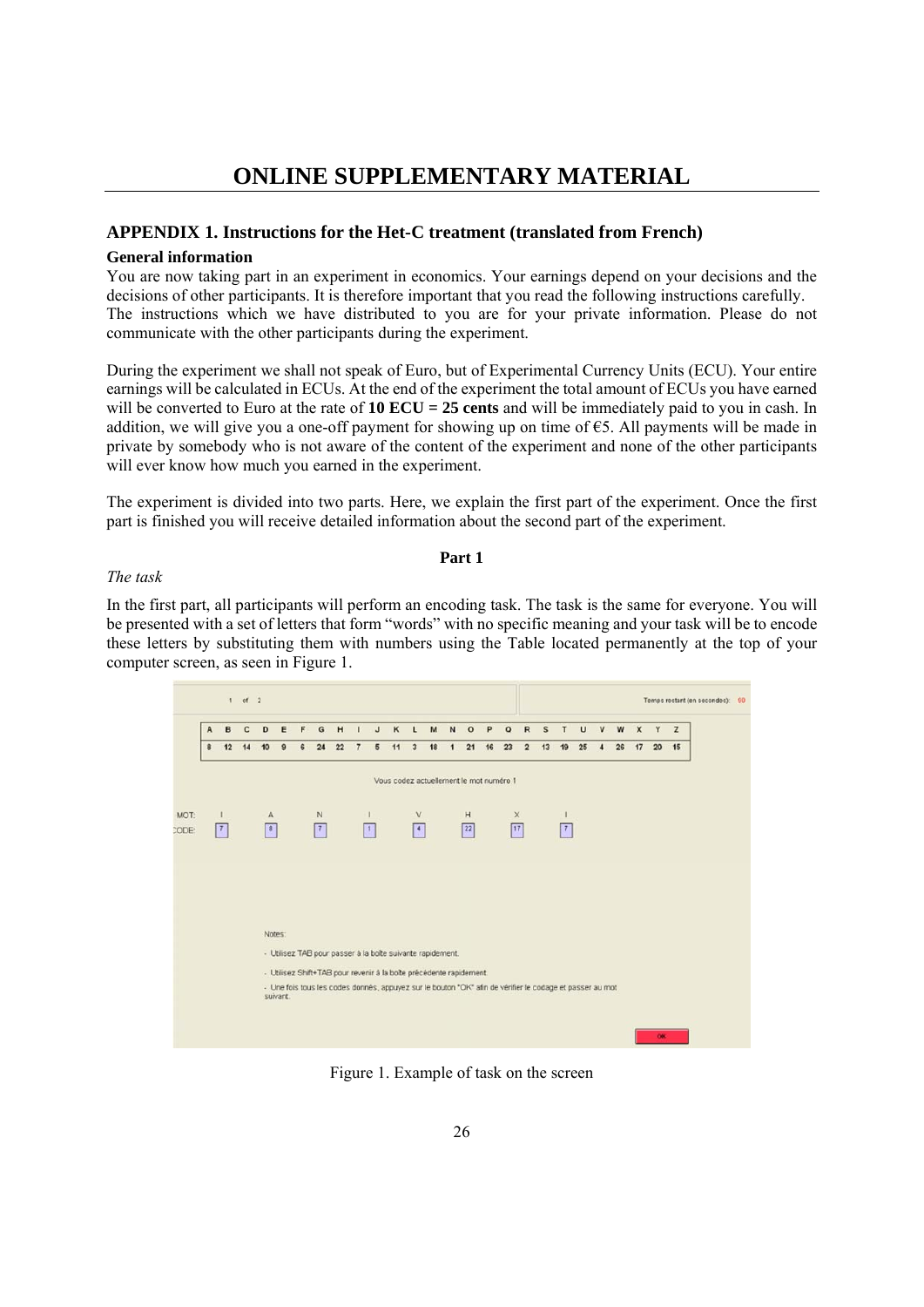# ONLINE SUPPLEMENTARY MATERIAL

## APPENDIX 1. Instructions for the Het-C treatment (translated from French)

### General information

You are now taking part in an experiment in economics. Your earnings depend on your decisions and the decisions of other participants. It is therefore important that you read the following instructions carefully.
The instructions which we have distributed to you are for your private information. Please do not communicate with the other participants during the experiment.

During the experiment we shall not speak of Euro, but of Experimental Currency Units (ECU). Your entire earnings will be calculated in ECUs. At the end of the experiment the total amount of ECUs you have earned will be converted to Euro at the rate of **10 ECU = 25 cents** and will be immediately paid to you in cash. In addition, we will give you a one-off payment for showing up on time of €5. All payments will be made in private by somebody who is not aware of the content of the experiment and none of the other participants will ever know how much you earned in the experiment.

The experiment is divided into two parts. Here, we explain the first part of the experiment. Once the first part is finished you will receive detailed information about the second part of the experiment.

**Part 1**

*The task*

In the first part, all participants will perform an encoding task. The task is the same for everyone. You will be presented with a set of letters that form "words" with no specific meaning and your task will be to encode these letters by substituting them with numbers using the Table located permanently at the top of your computer screen, as seen in Figure 1.

Figure 1. Example of task on the screen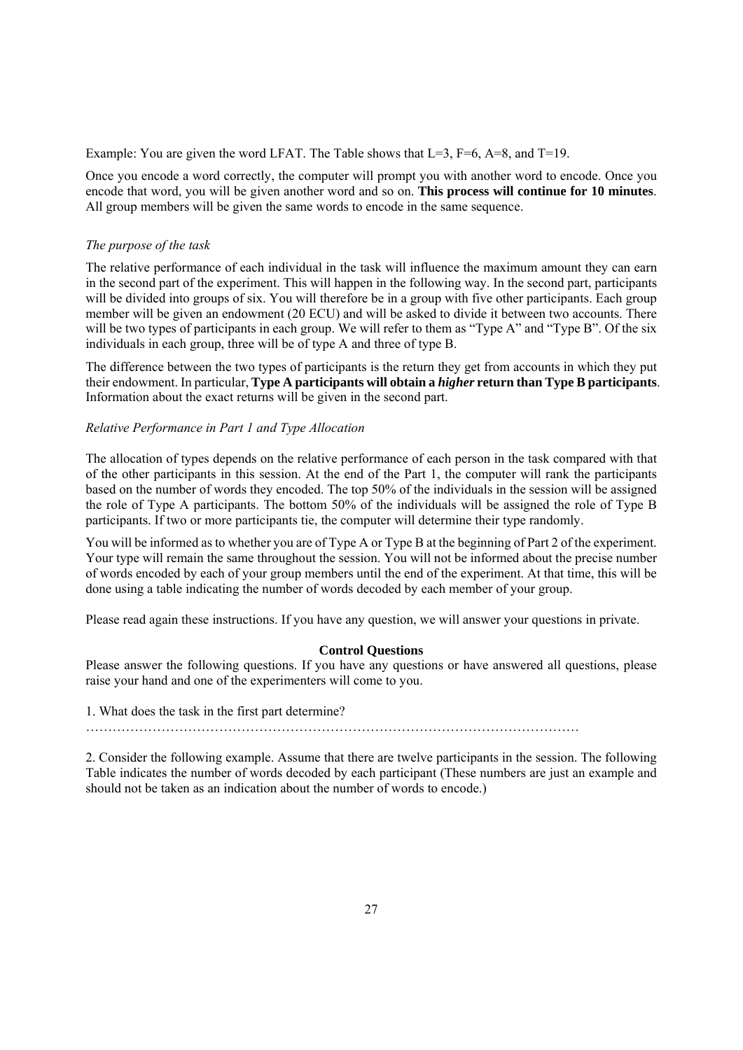Example: You are given the word LFAT. The Table shows that L=3, F=6, A=8, and T=19.

Once you encode a word correctly, the computer will prompt you with another word to encode. Once you encode that word, you will be given another word and so on. **This process will continue for 10 minutes**. All group members will be given the same words to encode in the same sequence.

*The purpose of the task*

The relative performance of each individual in the task will influence the maximum amount they can earn in the second part of the experiment. This will happen in the following way. In the second part, participants will be divided into groups of six. You will therefore be in a group with five other participants. Each group member will be given an endowment (20 ECU) and will be asked to divide it between two accounts. There will be two types of participants in each group. We will refer to them as "Type A" and "Type B". Of the six individuals in each group, three will be of type A and three of type B.

The difference between the two types of participants is the return they get from accounts in which they put their endowment. In particular, **Type A participants will obtain a *higher* return than Type B participants**. Information about the exact returns will be given in the second part.

*Relative Performance in Part 1 and Type Allocation*

The allocation of types depends on the relative performance of each person in the task compared with that of the other participants in this session. At the end of the Part 1, the computer will rank the participants based on the number of words they encoded. The top 50% of the individuals in the session will be assigned the role of Type A participants. The bottom 50% of the individuals will be assigned the role of Type B participants. If two or more participants tie, the computer will determine their type randomly.

You will be informed as to whether you are of Type A or Type B at the beginning of Part 2 of the experiment. Your type will remain the same throughout the session. You will not be informed about the precise number of words encoded by each of your group members until the end of the experiment. At that time, this will be done using a table indicating the number of words decoded by each member of your group.

Please read again these instructions. If you have any question, we will answer your questions in private.

**Control Questions**

Please answer the following questions. If you have any questions or have answered all questions, please raise your hand and one of the experimenters will come to you.

1. What does the task in the first part determine?

…………………………………………………………………………………………………

2. Consider the following example. Assume that there are twelve participants in the session. The following Table indicates the number of words decoded by each participant (These numbers are just an example and should not be taken as an indication about the number of words to encode.)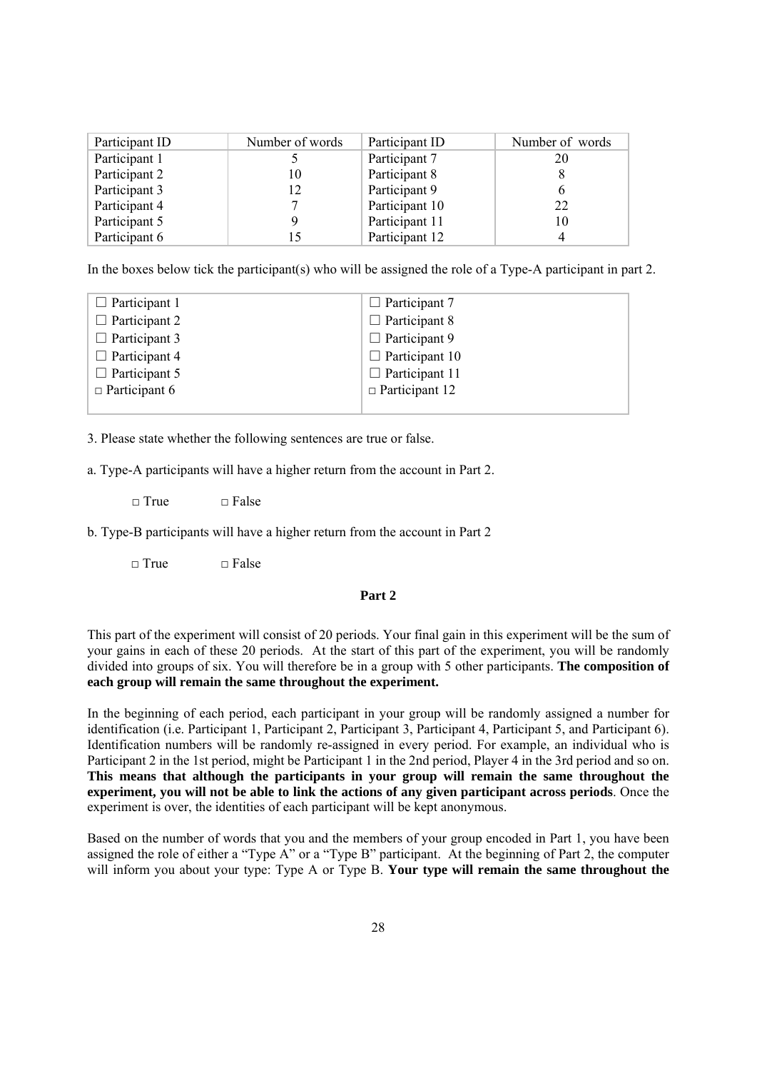| Participant ID | Number of words | Participant ID | Number of words |
|---|---|---|---|
| Participant 1 | 5 | Participant 7 | 20 |
| Participant 2 | 10 | Participant 8 | 8 |
| Participant 3 | 12 | Participant 9 | 6 |
| Participant 4 | 7 | Participant 10 | 22 |
| Participant 5 | 9 | Participant 11 | 10 |
| Participant 6 | 15 | Participant 12 | 4 |

In the boxes below tick the participant(s) who will be assigned the role of a Type-A participant in part 2.

| | |
|---|---|
| ☐ Participant 1 | ☐ Participant 7 |
| ☐ Participant 2 | ☐ Participant 8 |
| ☐ Participant 3 | ☐ Participant 9 |
| ☐ Participant 4 | ☐ Participant 10 |
| ☐ Participant 5 | ☐ Participant 11 |
| □ Participant 6 | □ Participant 12 |

3. Please state whether the following sentences are true or false.

a. Type-A participants will have a higher return from the account in Part 2.

□ True □ False

b. Type-B participants will have a higher return from the account in Part 2

□ True □ False

**Part 2**

This part of the experiment will consist of 20 periods. Your final gain in this experiment will be the sum of your gains in each of these 20 periods. At the start of this part of the experiment, you will be randomly divided into groups of six. You will therefore be in a group with 5 other participants. **The composition of each group will remain the same throughout the experiment.**

In the beginning of each period, each participant in your group will be randomly assigned a number for identification (i.e. Participant 1, Participant 2, Participant 3, Participant 4, Participant 5, and Participant 6). Identification numbers will be randomly re-assigned in every period. For example, an individual who is Participant 2 in the 1st period, might be Participant 1 in the 2nd period, Player 4 in the 3rd period and so on. **This means that although the participants in your group will remain the same throughout the experiment, you will not be able to link the actions of any given participant across periods**. Once the experiment is over, the identities of each participant will be kept anonymous.

Based on the number of words that you and the members of your group encoded in Part 1, you have been assigned the role of either a "Type A" or a "Type B" participant. At the beginning of Part 2, the computer will inform you about your type: Type A or Type B. **Your type will remain the same throughout the**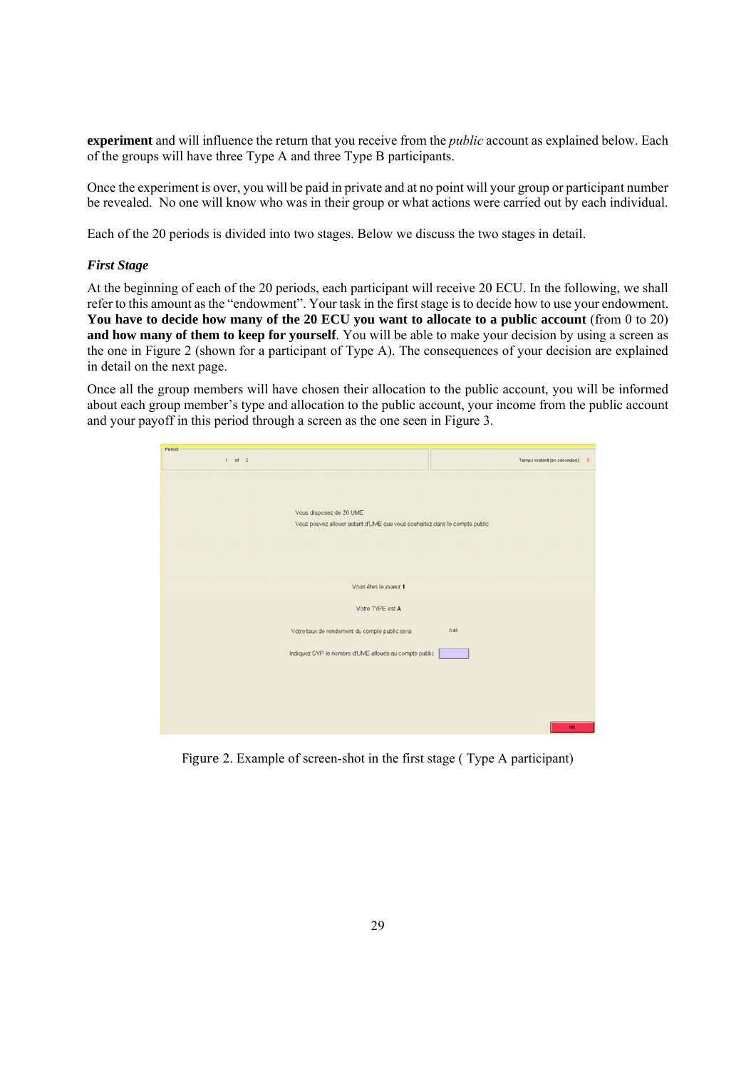**experiment** and will influence the return that you receive from the *public* account as explained below. Each of the groups will have three Type A and three Type B participants.

Once the experiment is over, you will be paid in private and at no point will your group or participant number be revealed. No one will know who was in their group or what actions were carried out by each individual.

Each of the 20 periods is divided into two stages. Below we discuss the two stages in detail.

***First Stage***

At the beginning of each of the 20 periods, each participant will receive 20 ECU. In the following, we shall refer to this amount as the "endowment". Your task in the first stage is to decide how to use your endowment. **You have to decide how many of the 20 ECU you want to allocate to a public account** (from 0 to 20) **and how many of them to keep for yourself**. You will be able to make your decision by using a screen as the one in Figure 2 (shown for a participant of Type A). The consequences of your decision are explained in detail on the next page.

Once all the group members will have chosen their allocation to the public account, you will be informed about each group member's type and allocation to the public account, your income from the public account and your payoff in this period through a screen as the one seen in Figure 3.

Figure 2. Example of screen-shot in the first stage ( Type A participant)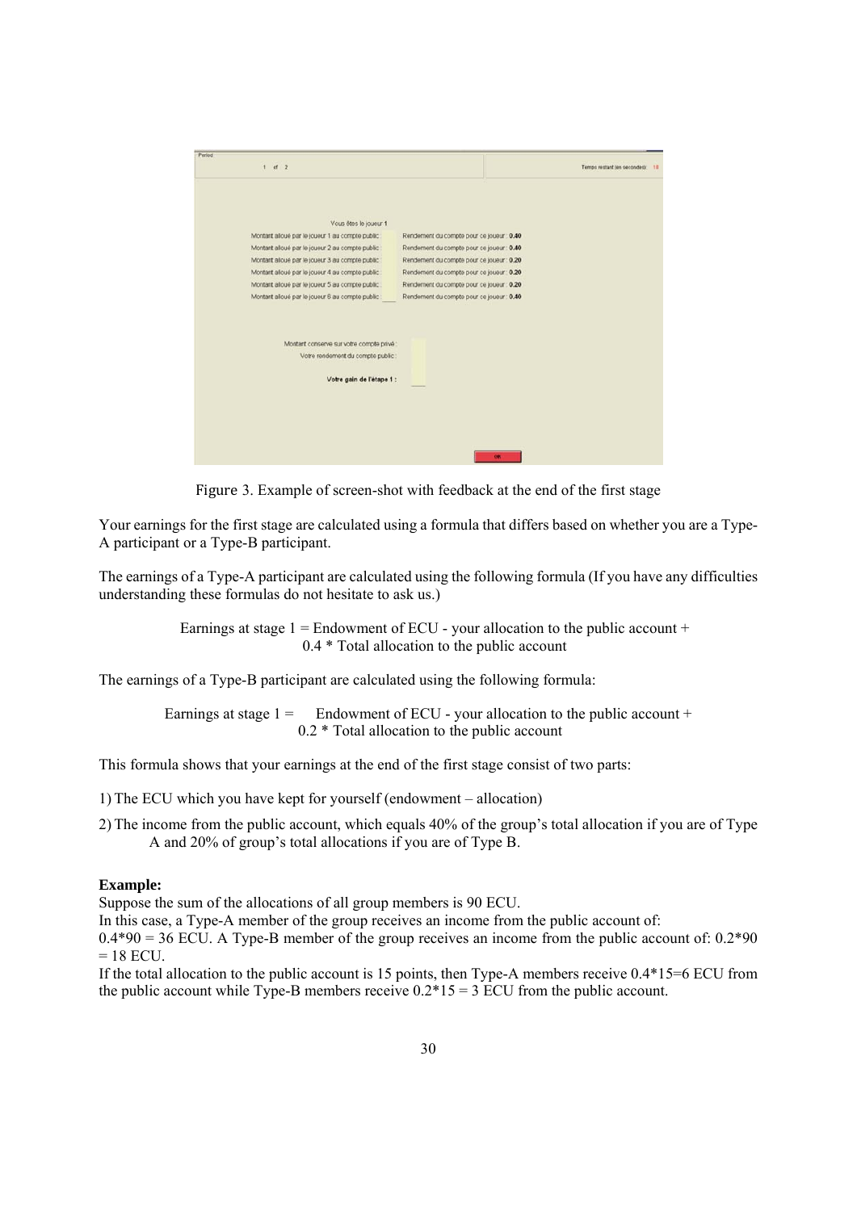Figure 3. Example of screen-shot with feedback at the end of the first stage

Your earnings for the first stage are calculated using a formula that differs based on whether you are a Type-A participant or a Type-B participant.

The earnings of a Type-A participant are calculated using the following formula (If you have any difficulties understanding these formulas do not hesitate to ask us.)

Earnings at stage 1 = Endowment of ECU - your allocation to the public account + 0.4 * Total allocation to the public account

The earnings of a Type-B participant are calculated using the following formula:

Earnings at stage 1 = Endowment of ECU - your allocation to the public account + 0.2 * Total allocation to the public account

This formula shows that your earnings at the end of the first stage consist of two parts:

1) The ECU which you have kept for yourself (endowment – allocation)
2) The income from the public account, which equals 40% of the group's total allocation if you are of Type A and 20% of group's total allocations if you are of Type B.

**Example:**
Suppose the sum of the allocations of all group members is 90 ECU.
In this case, a Type-A member of the group receives an income from the public account of: 0.4*90 = 36 ECU. A Type-B member of the group receives an income from the public account of: 0.2*90 = 18 ECU.
If the total allocation to the public account is 15 points, then Type-A members receive 0.4*15=6 ECU from the public account while Type-B members receive 0.2*15 = 3 ECU from the public account.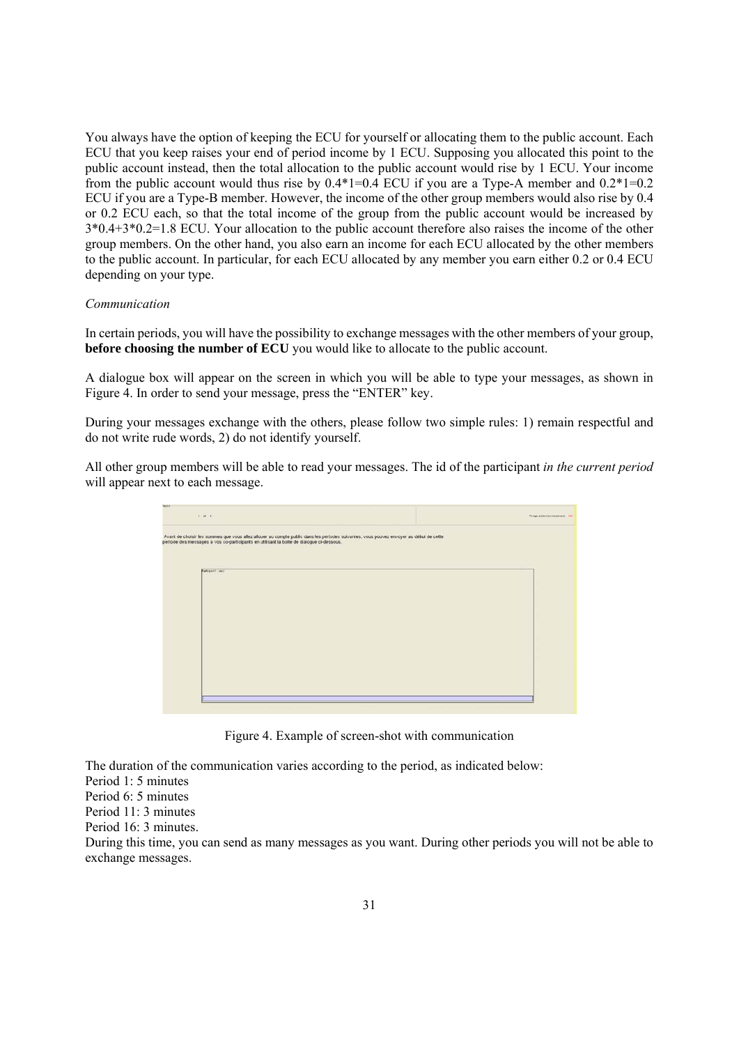You always have the option of keeping the ECU for yourself or allocating them to the public account. Each ECU that you keep raises your end of period income by 1 ECU. Supposing you allocated this point to the public account instead, then the total allocation to the public account would rise by 1 ECU. Your income from the public account would thus rise by $0.4*1=0.4$ ECU if you are a Type-A member and $0.2*1=0.2$ ECU if you are a Type-B member. However, the income of the other group members would also rise by 0.4 or 0.2 ECU each, so that the total income of the group from the public account would be increased by $3*0.4+3*0.2=1.8$ ECU. Your allocation to the public account therefore also raises the income of the other group members. On the other hand, you also earn an income for each ECU allocated by the other members to the public account. In particular, for each ECU allocated by any member you earn either 0.2 or 0.4 ECU depending on your type.

*Communication*

In certain periods, you will have the possibility to exchange messages with the other members of your group, **before choosing the number of ECU** you would like to allocate to the public account.

A dialogue box will appear on the screen in which you will be able to type your messages, as shown in Figure 4. In order to send your message, press the "ENTER" key.

During your messages exchange with the others, please follow two simple rules: 1) remain respectful and do not write rude words, 2) do not identify yourself.

All other group members will be able to read your messages. The id of the participant *in the current period* will appear next to each message.

Figure 4. Example of screen-shot with communication

The duration of the communication varies according to the period, as indicated below:
Period 1: 5 minutes
Period 6: 5 minutes
Period 11: 3 minutes
Period 16: 3 minutes.
During this time, you can send as many messages as you want. During other periods you will not be able to exchange messages.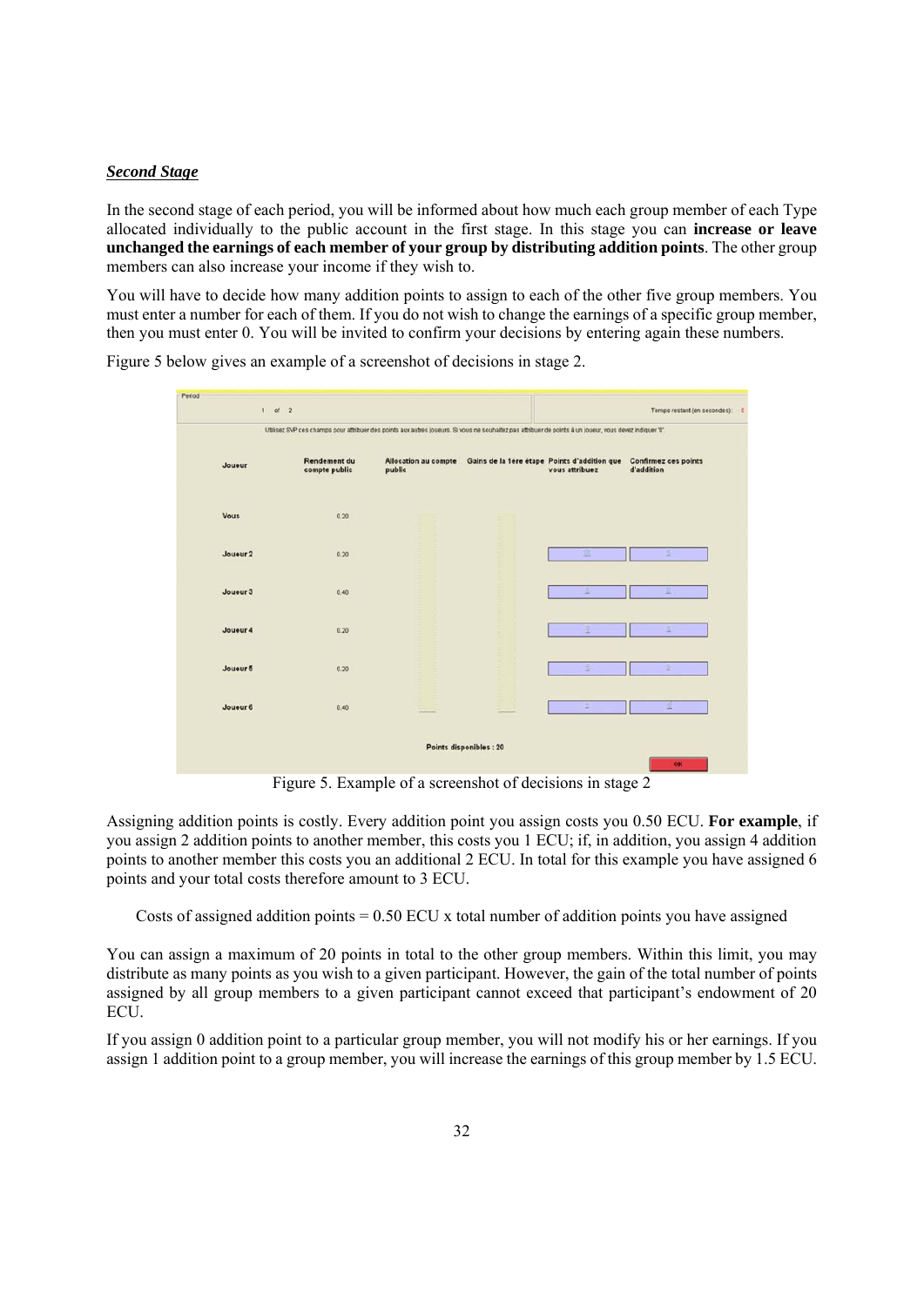***Second Stage***

In the second stage of each period, you will be informed about how much each group member of each Type allocated individually to the public account in the first stage. In this stage you can **increase or leave unchanged the earnings of each member of your group by distributing addition points**. The other group members can also increase your income if they wish to.

You will have to decide how many addition points to assign to each of the other five group members. You must enter a number for each of them. If you do not wish to change the earnings of a specific group member, then you must enter 0. You will be invited to confirm your decisions by entering again these numbers.

Figure 5 below gives an example of a screenshot of decisions in stage 2.

Figure 5. Example of a screenshot of decisions in stage 2

Assigning addition points is costly. Every addition point you assign costs you 0.50 ECU. **For example**, if you assign 2 addition points to another member, this costs you 1 ECU; if, in addition, you assign 4 addition points to another member this costs you an additional 2 ECU. In total for this example you have assigned 6 points and your total costs therefore amount to 3 ECU.

Costs of assigned addition points = 0.50 ECU x total number of addition points you have assigned

You can assign a maximum of 20 points in total to the other group members. Within this limit, you may distribute as many points as you wish to a given participant. However, the gain of the total number of points assigned by all group members to a given participant cannot exceed that participant's endowment of 20 ECU.

If you assign 0 addition point to a particular group member, you will not modify his or her earnings. If you assign 1 addition point to a group member, you will increase the earnings of this group member by 1.5 ECU.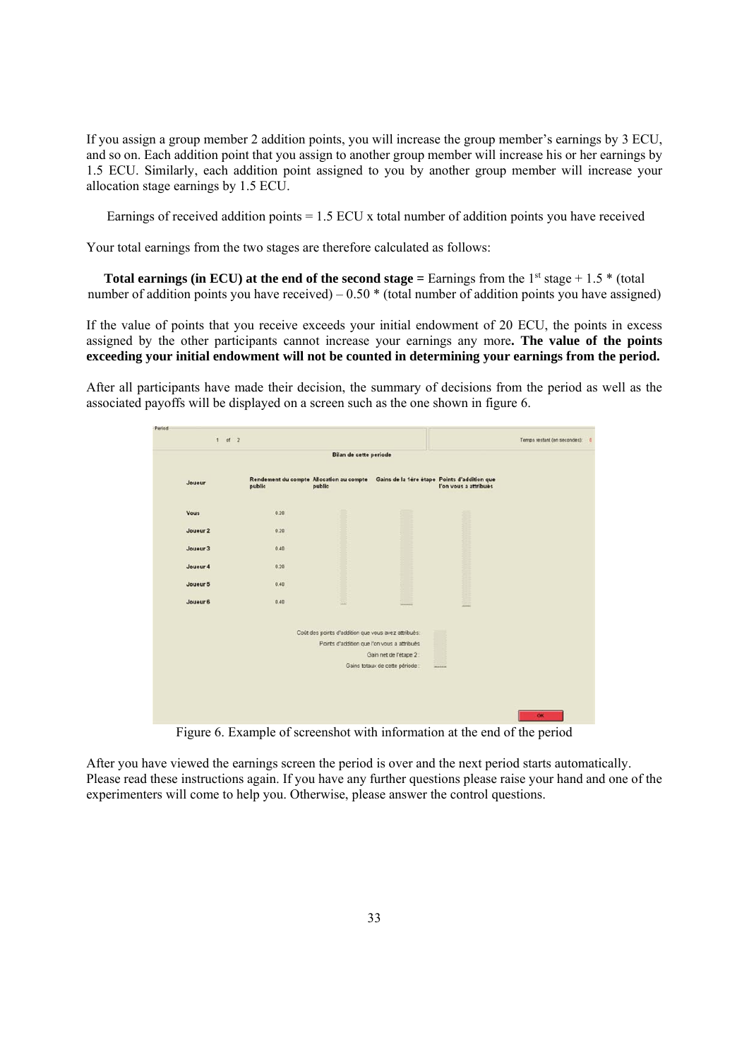If you assign a group member 2 addition points, you will increase the group member's earnings by 3 ECU, and so on. Each addition point that you assign to another group member will increase his or her earnings by 1.5 ECU. Similarly, each addition point assigned to you by another group member will increase your allocation stage earnings by 1.5 ECU.

Earnings of received addition points = 1.5 ECU x total number of addition points you have received

Your total earnings from the two stages are therefore calculated as follows:

**Total earnings (in ECU) at the end of the second stage =** Earnings from the 1st stage + 1.5 * (total number of addition points you have received) – 0.50 * (total number of addition points you have assigned)

If the value of points that you receive exceeds your initial endowment of 20 ECU, the points in excess assigned by the other participants cannot increase your earnings any more**. The value of the points exceeding your initial endowment will not be counted in determining your earnings from the period.**

After all participants have made their decision, the summary of decisions from the period as well as the associated payoffs will be displayed on a screen such as the one shown in figure 6.

Figure 6. Example of screenshot with information at the end of the period

After you have viewed the earnings screen the period is over and the next period starts automatically. Please read these instructions again. If you have any further questions please raise your hand and one of the experimenters will come to help you. Otherwise, please answer the control questions.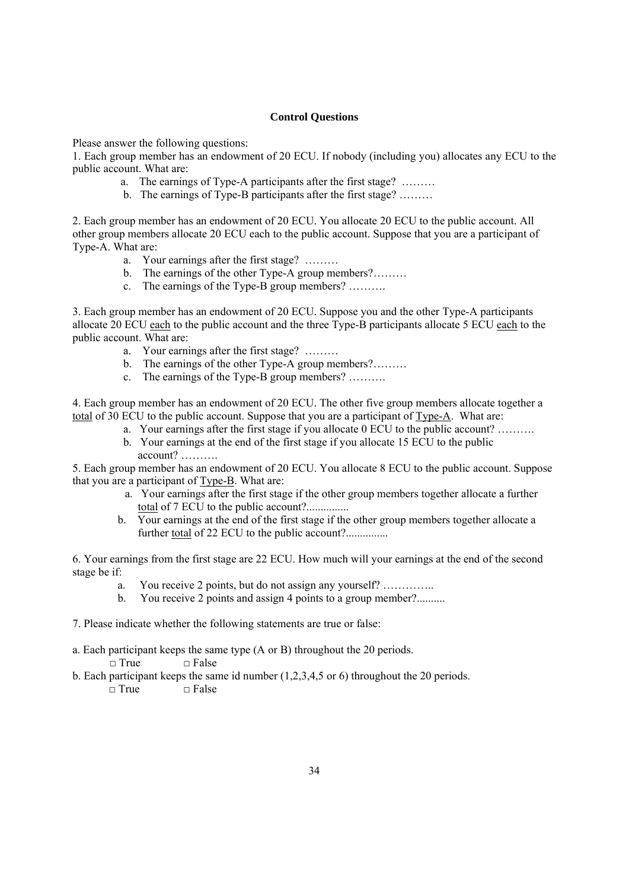**Control Questions**

Please answer the following questions:

1. Each group member has an endowment of 20 ECU. If nobody (including you) allocates any ECU to the public account. What are:
   a. The earnings of Type-A participants after the first stage? ………
   b. The earnings of Type-B participants after the first stage? ………

2. Each group member has an endowment of 20 ECU. You allocate 20 ECU to the public account. All other group members allocate 20 ECU each to the public account. Suppose that you are a participant of Type-A. What are:
   a. Your earnings after the first stage? ………
   b. The earnings of the other Type-A group members?………
   c. The earnings of the Type-B group members? ……….

3. Each group member has an endowment of 20 ECU. Suppose you and the other Type-A participants allocate 20 ECU <u>each</u> to the public account and the three Type-B participants allocate 5 ECU <u>each</u> to the public account. What are:
   a. Your earnings after the first stage? ………
   b. The earnings of the other Type-A group members?………
   c. The earnings of the Type-B group members? ……….

4. Each group member has an endowment of 20 ECU. The other five group members allocate together a <u>total</u> of 30 ECU to the public account. Suppose that you are a participant of <u>Type-A</u>. What are:
   a. Your earnings after the first stage if you allocate 0 ECU to the public account? ……….
   b. Your earnings at the end of the first stage if you allocate 15 ECU to the public account? ……….

5. Each group member has an endowment of 20 ECU. You allocate 8 ECU to the public account. Suppose that you are a participant of <u>Type-B</u>. What are:
   a. Your earnings after the first stage if the other group members together allocate a further <u>total</u> of 7 ECU to the public account?...............
   b. Your earnings at the end of the first stage if the other group members together allocate a further <u>total</u> of 22 ECU to the public account?...............

6. Your earnings from the first stage are 22 ECU. How much will your earnings at the end of the second stage be if:
   a. You receive 2 points, but do not assign any yourself? …………..
   b. You receive 2 points and assign 4 points to a group member?..........

7. Please indicate whether the following statements are true or false:

a. Each participant keeps the same type (A or B) throughout the 20 periods.

□ True □ False

b. Each participant keeps the same id number (1,2,3,4,5 or 6) throughout the 20 periods.

□ True □ False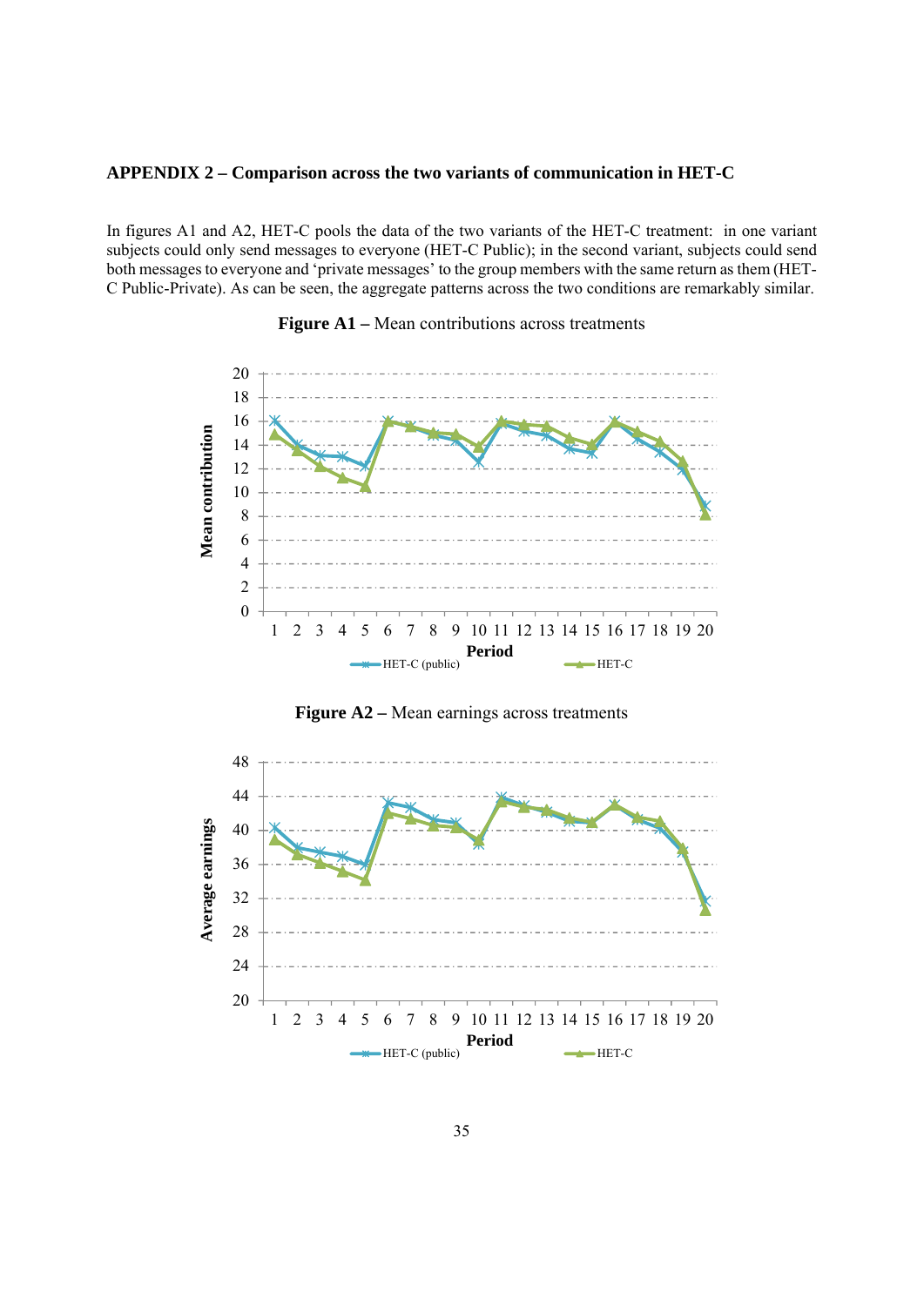**APPENDIX 2 – Comparison across the two variants of communication in HET-C**

In figures A1 and A2, HET-C pools the data of the two variants of the HET-C treatment: in one variant subjects could only send messages to everyone (HET-C Public); in the second variant, subjects could send both messages to everyone and 'private messages' to the group members with the same return as them (HET-C Public-Private). As can be seen, the aggregate patterns across the two conditions are remarkably similar.

**Figure A1 –** Mean contributions across treatments

**Figure A2 –** Mean earnings across treatments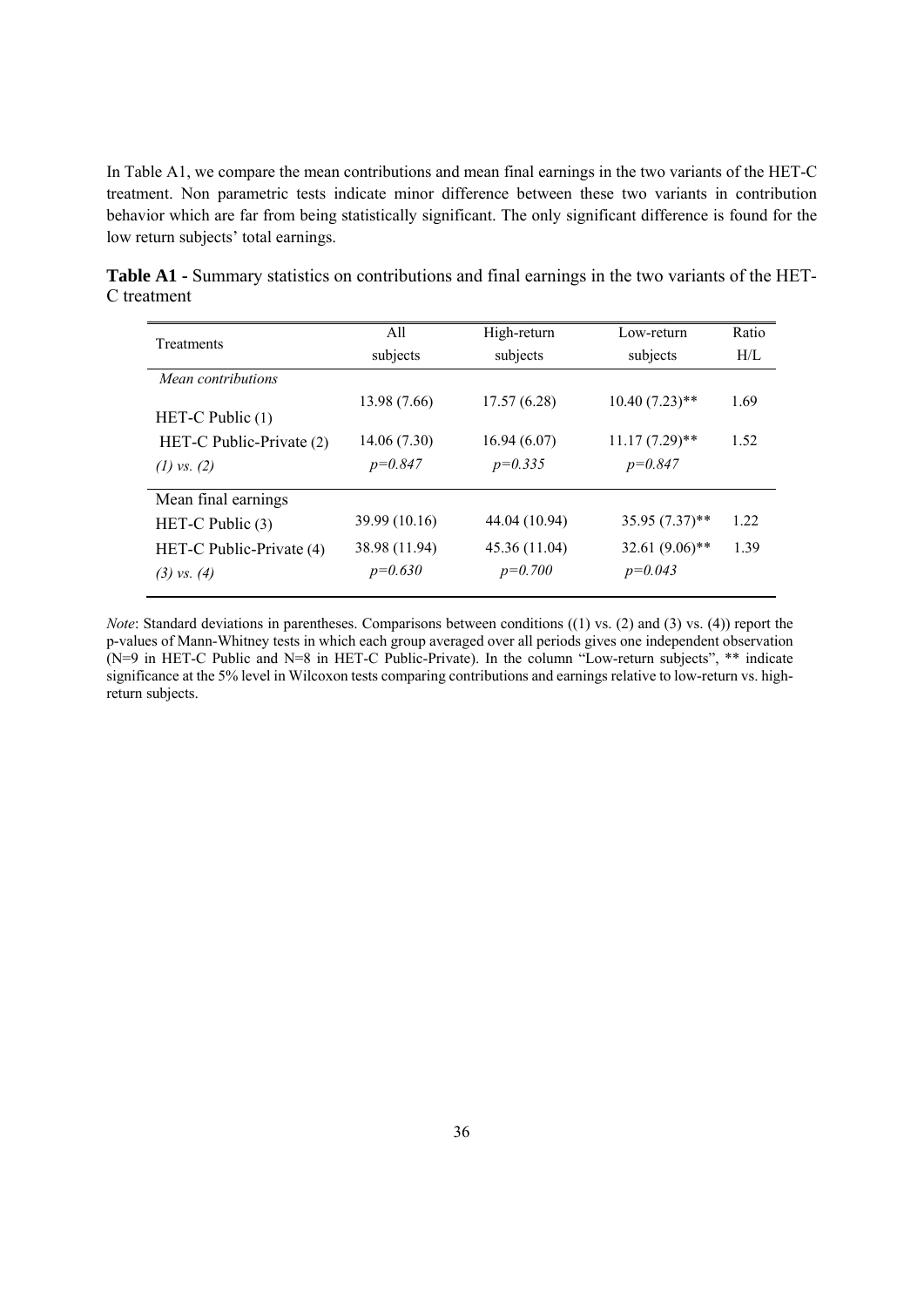In Table A1, we compare the mean contributions and mean final earnings in the two variants of the HET-C treatment. Non parametric tests indicate minor difference between these two variants in contribution behavior which are far from being statistically significant. The only significant difference is found for the low return subjects' total earnings.

**Table A1** - Summary statistics on contributions and final earnings in the two variants of the HET-C treatment

| Treatments | All subjects | High-return subjects | Low-return subjects | Ratio H/L |
|---|---|---|---|---|
| *Mean contributions* | | | | |
| HET-C Public (1) | 13.98 (7.66) | 17.57 (6.28) | 10.40 (7.23)** | 1.69 |
| HET-C Public-Private (2) | 14.06 (7.30) | 16.94 (6.07) | 11.17 (7.29)** | 1.52 |
| *(1) vs. (2)* | *p=0.847* | *p=0.335* | *p=0.847* | |
| Mean final earnings | | | | |
| HET-C Public (3) | 39.99 (10.16) | 44.04 (10.94) | 35.95 (7.37)** | 1.22 |
| HET-C Public-Private (4) | 38.98 (11.94) | 45.36 (11.04) | 32.61 (9.06)** | 1.39 |
| *(3) vs. (4)* | *p=0.630* | *p=0.700* | *p=0.043* | |

*Note*: Standard deviations in parentheses. Comparisons between conditions ((1) vs. (2) and (3) vs. (4)) report the p-values of Mann-Whitney tests in which each group averaged over all periods gives one independent observation (N=9 in HET-C Public and N=8 in HET-C Public-Private). In the column "Low-return subjects", ** indicate significance at the 5% level in Wilcoxon tests comparing contributions and earnings relative to low-return vs. high-return subjects.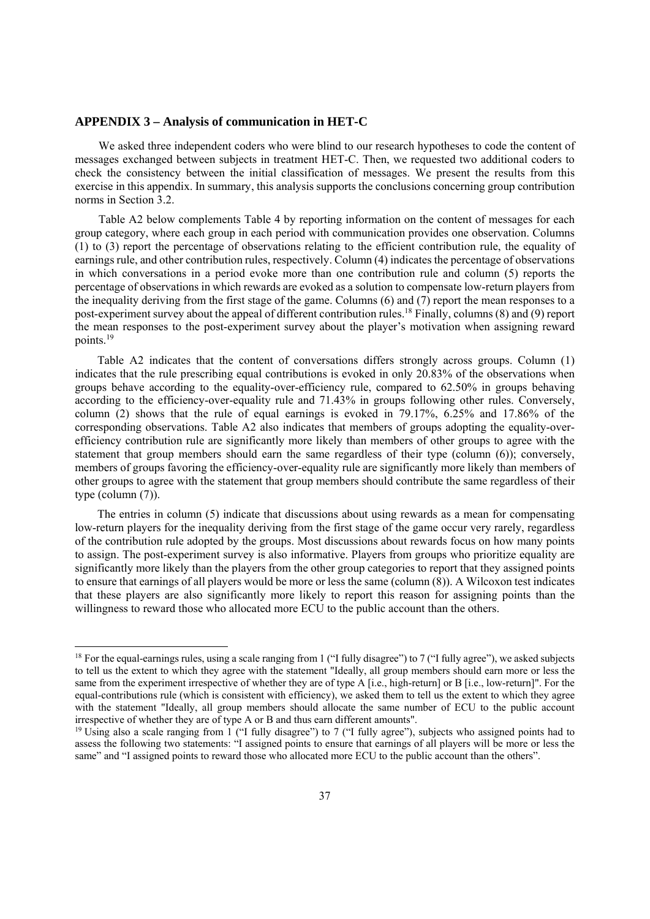## APPENDIX 3 – Analysis of communication in HET-C

We asked three independent coders who were blind to our research hypotheses to code the content of messages exchanged between subjects in treatment HET-C. Then, we requested two additional coders to check the consistency between the initial classification of messages. We present the results from this exercise in this appendix. In summary, this analysis supports the conclusions concerning group contribution norms in Section 3.2.

Table A2 below complements Table 4 by reporting information on the content of messages for each group category, where each group in each period with communication provides one observation. Columns (1) to (3) report the percentage of observations relating to the efficient contribution rule, the equality of earnings rule, and other contribution rules, respectively. Column (4) indicates the percentage of observations in which conversations in a period evoke more than one contribution rule and column (5) reports the percentage of observations in which rewards are evoked as a solution to compensate low-return players from the inequality deriving from the first stage of the game. Columns (6) and (7) report the mean responses to a post-experiment survey about the appeal of different contribution rules.[18] Finally, columns (8) and (9) report the mean responses to the post-experiment survey about the player's motivation when assigning reward points.[19]

Table A2 indicates that the content of conversations differs strongly across groups. Column (1) indicates that the rule prescribing equal contributions is evoked in only 20.83% of the observations when groups behave according to the equality-over-efficiency rule, compared to 62.50% in groups behaving according to the efficiency-over-equality rule and 71.43% in groups following other rules. Conversely, column (2) shows that the rule of equal earnings is evoked in 79.17%, 6.25% and 17.86% of the corresponding observations. Table A2 also indicates that members of groups adopting the equality-over-efficiency contribution rule are significantly more likely than members of other groups to agree with the statement that group members should earn the same regardless of their type (column (6)); conversely, members of groups favoring the efficiency-over-equality rule are significantly more likely than members of other groups to agree with the statement that group members should contribute the same regardless of their type (column (7)).

The entries in column (5) indicate that discussions about using rewards as a mean for compensating low-return players for the inequality deriving from the first stage of the game occur very rarely, regardless of the contribution rule adopted by the groups. Most discussions about rewards focus on how many points to assign. The post-experiment survey is also informative. Players from groups who prioritize equality are significantly more likely than the players from the other group categories to report that they assigned points to ensure that earnings of all players would be more or less the same (column (8)). A Wilcoxon test indicates that these players are also significantly more likely to report this reason for assigning points than the willingness to reward those who allocated more ECU to the public account than the others.

---

[18] For the equal-earnings rules, using a scale ranging from 1 ("I fully disagree") to 7 ("I fully agree"), we asked subjects to tell us the extent to which they agree with the statement "Ideally, all group members should earn more or less the same from the experiment irrespective of whether they are of type A [i.e., high-return] or B [i.e., low-return]". For the equal-contributions rule (which is consistent with efficiency), we asked them to tell us the extent to which they agree with the statement "Ideally, all group members should allocate the same number of ECU to the public account irrespective of whether they are of type A or B and thus earn different amounts".

[19] Using also a scale ranging from 1 ("I fully disagree") to 7 ("I fully agree"), subjects who assigned points had to assess the following two statements: "I assigned points to ensure that earnings of all players will be more or less the same" and "I assigned points to reward those who allocated more ECU to the public account than the others".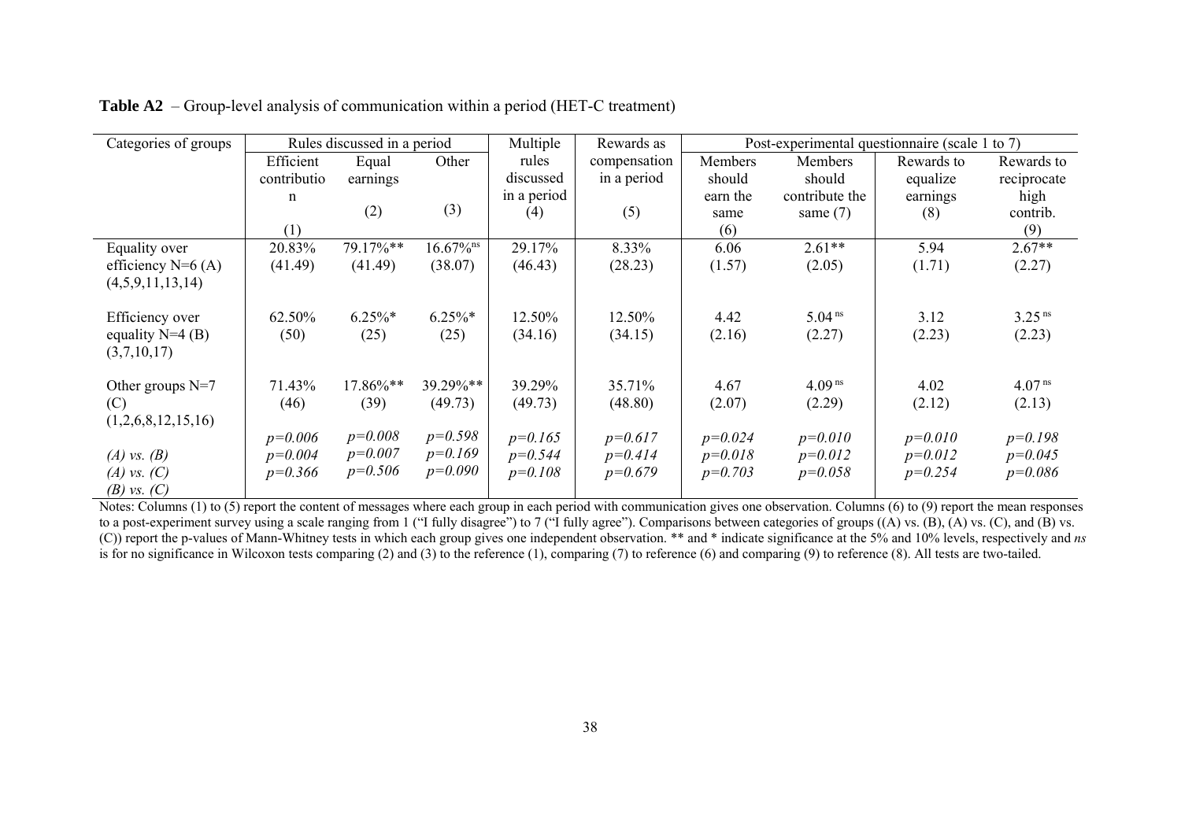**Table A2** – Group-level analysis of communication within a period (HET-C treatment)

| Categories of groups | Rules discussed in a period | | | Multiple rules discussed in a period | Rewards as compensation in a period | Post-experimental questionnaire (scale 1 to 7) | | | |
|---|---|---|---|---|---|---|---|---|---|
| | Efficient contribution (1) | Equal earnings (2) | Other (3) | (4) | (5) | Members should earn the same (6) | Members should contribute the same (7) | Rewards to equalize earnings (8) | Rewards to reciprocate high contrib. (9) |
| Equality over efficiency N=6 (A) (4,5,9,11,13,14) | 20.83% (41.49) | 79.17%** (41.49) | 16.67%$^{ns}$ (38.07) | 29.17% (46.43) | 8.33% (28.23) | 6.06 (1.57) | 2.61** (2.05) | 5.94 (1.71) | 2.67** (2.27) |
| Efficiency over equality N=4 (B) (3,7,10,17) | 62.50% (50) | 6.25%* (25) | 6.25%* (25) | 12.50% (34.16) | 12.50% (34.15) | 4.42 (2.16) | 5.04$^{ns}$ (2.27) | 3.12 (2.23) | 3.25$^{ns}$ (2.23) |
| Other groups N=7 (C) (1,2,6,8,12,15,16) | 71.43% (46) | 17.86%** (39) | 39.29%** (49.73) | 39.29% (49.73) | 35.71% (48.80) | 4.67 (2.07) | 4.09$^{ns}$ (2.29) | 4.02 (2.12) | 4.07$^{ns}$ (2.13) |
| *(A) vs. (B)* | *p=0.006* | *p=0.008* | *p=0.598* | *p=0.165* | *p=0.617* | *p=0.024* | *p=0.010* | *p=0.010* | *p=0.198* |
| *(A) vs. (C)* | *p=0.004* | *p=0.007* | *p=0.169* | *p=0.544* | *p=0.414* | *p=0.018* | *p=0.012* | *p=0.012* | *p=0.045* |
| *(B) vs. (C)* | *p=0.366* | *p=0.506* | *p=0.090* | *p=0.108* | *p=0.679* | *p=0.703* | *p=0.058* | *p=0.254* | *p=0.086* |

Notes: Columns (1) to (5) report the content of messages where each group in each period with communication gives one observation. Columns (6) to (9) report the mean responses to a post-experiment survey using a scale ranging from 1 ("I fully disagree") to 7 ("I fully agree"). Comparisons between categories of groups ((A) vs. (B), (A) vs. (C), and (B) vs. (C)) report the p-values of Mann-Whitney tests in which each group gives one independent observation. ** and * indicate significance at the 5% and 10% levels, respectively and *ns* is for no significance in Wilcoxon tests comparing (2) and (3) to the reference (1), comparing (7) to reference (6) and comparing (9) to reference (8). All tests are two-tailed.